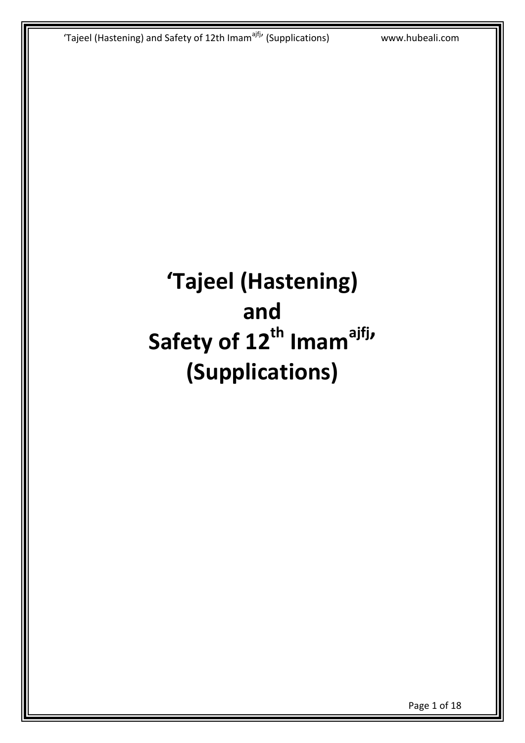# ‘Tajeel (Hastening) and Safety of 12th Imam[ajfj]’ (Supplications)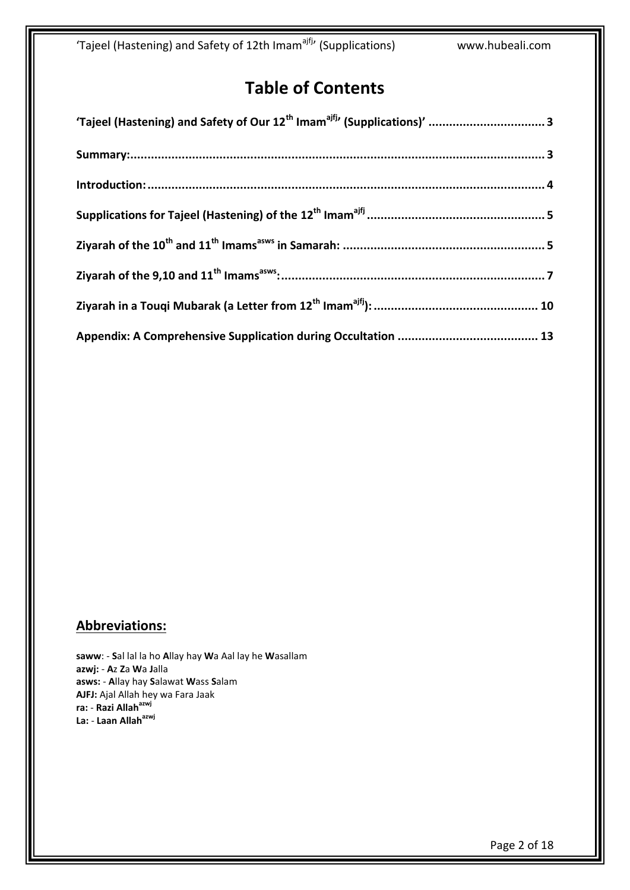# Table of Contents

**'Tajeel (Hastening) and Safety of Our 12th Imam ajfj' (Supplications)'** ..... 3

**Summary:** ..... 3

**Introduction:** ..... 4

**Supplications for Tajeel (Hastening) of the 12th Imam ajfj** ..... 5

**Ziyarah of the 10th and 11th Imams asws in Samarah:** ..... 5

**Ziyarah of the 9,10 and 11th Imams asws:** ..... 7

**Ziyarah in a Touqi Mubarak (a Letter from 12th Imam ajfj):** ..... 10

**Appendix: A Comprehensive Supplication during Occultation** ..... 13

## Abbreviations:

**saww**: - **S**al lal la ho **A**llay hay **W**a Aal lay he **W**asallam
**azwj:** - **A**z **Z**a **W**a **J**alla
**asws:** - **A**llay hay **S**alawat **W**ass **S**alam
**AJFJ:** Ajal Allah hey wa Fara Jaak
**ra:** - **Razi Allah azwj**
**La:** - **Laan Allah azwj**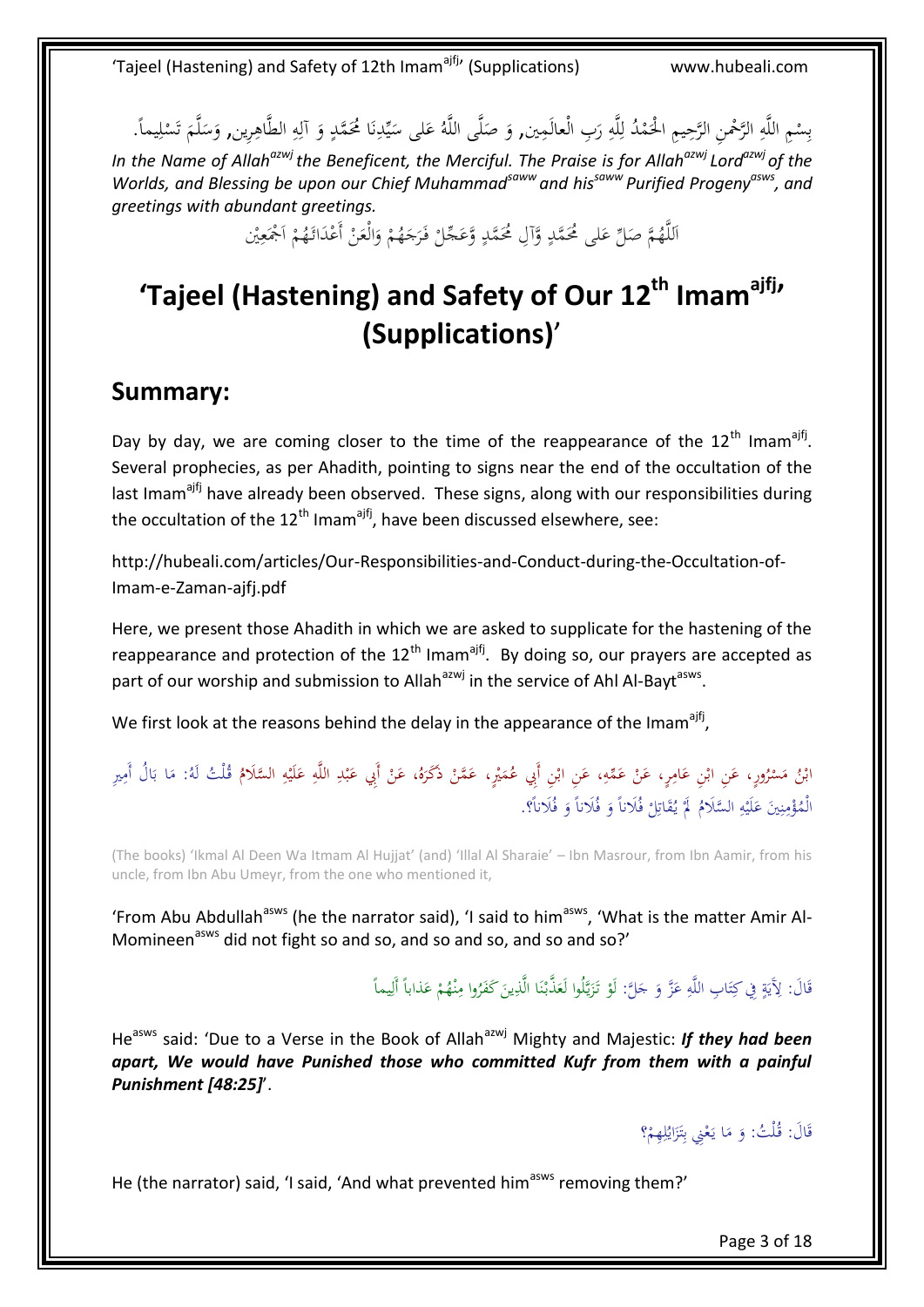بِسْمِ اللَّهِ الرَّحْمنِ الرَّحِيمِ الْحَمْدُ لِلَّهِ رَبِ الْعالَمِين, وَ صَلَّى اللَّهُ عَلى سَيِّدِنَا مُحَمَّدٍ وَ آلِهِ الطَّاهِرِين, وَسَلَّمَ تَسْلِيماً.

*In the Name of Allah[azwj] the Beneficent, the Merciful. The Praise is for Allah[azwj] Lord[azwj] of the Worlds, and Blessing be upon our Chief Muhammad[saww] and his[saww] Purified Progeny[asws], and greetings with abundant greetings.*

اَللَّهُمَّ صَلِّ عَلى مُحَمَّدٍ وَّآلِ مُحَمَّدٍ وَّعَجِّلْ فَرَجَهُمْ وَالْعَنْ أَعْدَائَهُمْ اَجْمَعِيْن

# 'Tajeel (Hastening) and Safety of Our 12th Imam[ajfj]' (Supplications)'

## Summary:

Day by day, we are coming closer to the time of the reappearance of the 12th Imam[ajfj]. Several prophecies, as per Ahadith, pointing to signs near the end of the occultation of the last Imam[ajfj] have already been observed. These signs, along with our responsibilities during the occultation of the 12th Imam[ajfj], have been discussed elsewhere, see:

http://hubeali.com/articles/Our-Responsibilities-and-Conduct-during-the-Occultation-of-Imam-e-Zaman-ajfj.pdf

Here, we present those Ahadith in which we are asked to supplicate for the hastening of the reappearance and protection of the 12th Imam[ajfj]. By doing so, our prayers are accepted as part of our worship and submission to Allah[azwj] in the service of Ahl Al-Bayt[asws].

We first look at the reasons behind the delay in the appearance of the Imam[ajfj],

ابْنُ مَسْرُورٍ، عَنِ ابْنِ عَامِرٍ، عَنْ عَمِّهِ، عَنِ ابْنِ أَبِي عُمَيْرٍ، عَمَّنْ ذَكَرَهُ، عَنْ أَبِي عَبْدِ اللَّهِ عَلَيْهِ السَّلَامُ قُلْتُ لَهُ: مَا بَالُ أَمِيرِ الْمُؤْمِنِينَ عَلَيْهِ السَّلَامُ لَمْ يُقَاتِلْ فُلَاناً وَ فُلَاناً وَ فُلَاناً؟.

(The books) 'Ikmal Al Deen Wa Itmam Al Hujjat' (and) 'Illal Al Sharaie' – Ibn Masrour, from Ibn Aamir, from his uncle, from Ibn Abu Umeyr, from the one who mentioned it,

'From Abu Abdullah[asws] (he the narrator said), 'I said to him[asws], 'What is the matter Amir Al-Momineen[asws] did not fight so and so, and so and so, and so and so?'

قَالَ: لِآيَةٍ فِي كِتَابِ اللَّهِ عَزَّ وَ جَلَّ: لَوْ تَزَيَّلُوا لَعَذَّبْنَا الَّذِينَ كَفَرُوا مِنْهُمْ عَذاباً أَلِيماً

He[asws] said: 'Due to a Verse in the Book of Allah[azwj] Mighty and Majestic: ***If they had been apart, We would have Punished those who committed Kufr from them with a painful Punishment [48:25]***'.

قَالَ: قُلْتُ: وَ مَا يَعْنِي بِتَزَايُلِهِمْ؟

He (the narrator) said, 'I said, 'And what prevented him[asws] removing them?'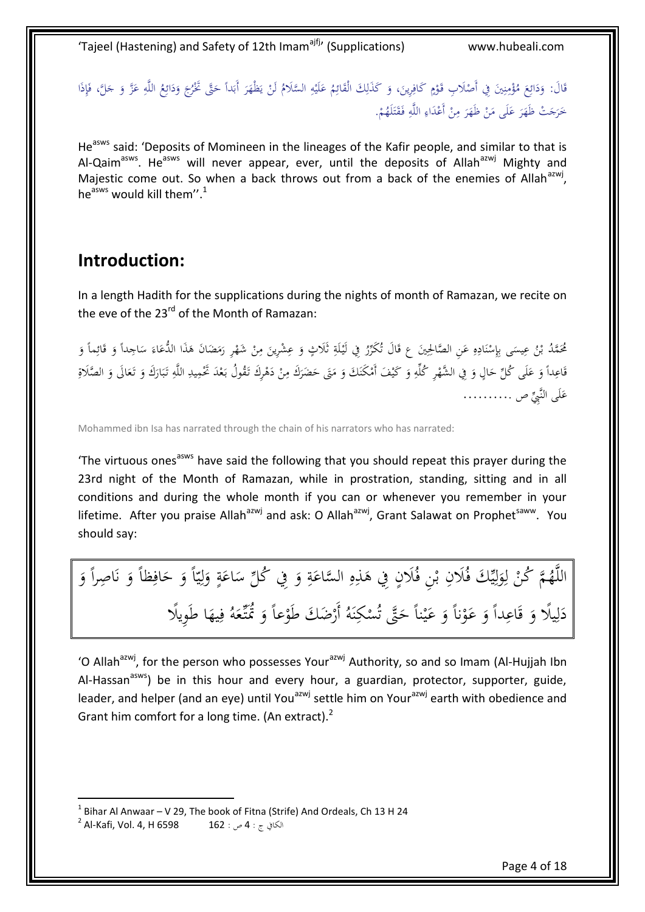قَالَ: وَدَائِعَ مُؤْمِنِينَ فِي أَصْلَابِ قَوْمٍ كَافِرِينَ، وَ كَذَلِكَ الْقَائِمُ عَلَيْهِ السَّلَامُ لَنْ يَظْهَرَ أَبَداً حَتَّى تَخْرُجَ وَدَائِعُ اللَّهِ عَزَّ وَ جَلَّ، فَإِذَا خَرَجَتْ ظَهَرَ عَلَى مَنْ ظَهَرَ مِنْ أَعْدَاءِ اللَّهِ فَقَتَلَهُمْ.

He[asws] said: 'Deposits of Momineen in the lineages of the Kafir people, and similar to that is Al-Qaim[asws]. He[asws] will never appear, ever, until the deposits of Allah[azwj] Mighty and Majestic come out. So when a back throws out from a back of the enemies of Allah[azwj], he[asws] would kill them''.[1]

## Introduction:

In a length Hadith for the supplications during the nights of month of Ramazan, we recite on the eve of the 23[rd] of the Month of Ramazan:

مُحَمَّدُ بْنُ عِيسَى بِإِسْنَادِهِ عَنِ الصَّالِحِينَ ع قَالَ تُكَرِّرُ فِي لَيْلَةِ ثَلَاثٍ وَ عِشْرِينَ مِنْ شَهْرِ رَمَضَانَ هَذَا الدُّعَاءَ سَاجِداً وَ قَائِماً وَ قَاعِداً وَ عَلَى كُلِّ حَالٍ وَ فِي الشَّهْرِ كُلِّهِ وَ كَيْفَ أَمْكَنَكَ وَ مَتَى حَضَرَكَ مِنْ دَهْرِكَ تَقُولُ بَعْدَ تَحْمِيدِ اللَّهِ تَبَارَكَ وَ تَعَالَى وَ الصَّلَاةِ عَلَى النَّبِيِّ ص ..........

Mohammed ibn Isa has narrated through the chain of his narrators who has narrated:

'The virtuous ones[asws] have said the following that you should repeat this prayer during the 23rd night of the Month of Ramazan, while in prostration, standing, sitting and in all conditions and during the whole month if you can or whenever you remember in your lifetime. After you praise Allah[azwj] and ask: O Allah[azwj], Grant Salawat on Prophet[saww]. You should say:

اللَّهُمَّ كُنْ لِوَلِيِّكَ فُلَانِ بْنِ فُلَانٍ فِي هَذِهِ السَّاعَةِ وَ فِي كُلِّ سَاعَةٍ وَلِيّاً وَ حَافِظاً وَ نَاصِراً وَ دَلِيلًا وَ قَاعِداً وَ عَوْناً وَ عَيْناً حَتَّى تُسْكِنَهُ أَرْضَكَ طَوْعاً وَ تُمَتِّعَهُ فِيهَا طَوِيلًا

'O Allah[azwj], for the person who possesses Your[azwj] Authority, so and so Imam (Al-Hujjah Ibn Al-Hassan[asws]) be in this hour and every hour, a guardian, protector, supporter, guide, leader, and helper (and an eye) until You[azwj] settle him on Your[azwj] earth with obedience and Grant him comfort for a long time. (An extract).[2]

---

[1] Bihar Al Anwaar – V 29, The book of Fitna (Strife) And Ordeals, Ch 13 H 24

[2] Al-Kafi, Vol. 4, H 6598 الكافي ج : 4 ص : 162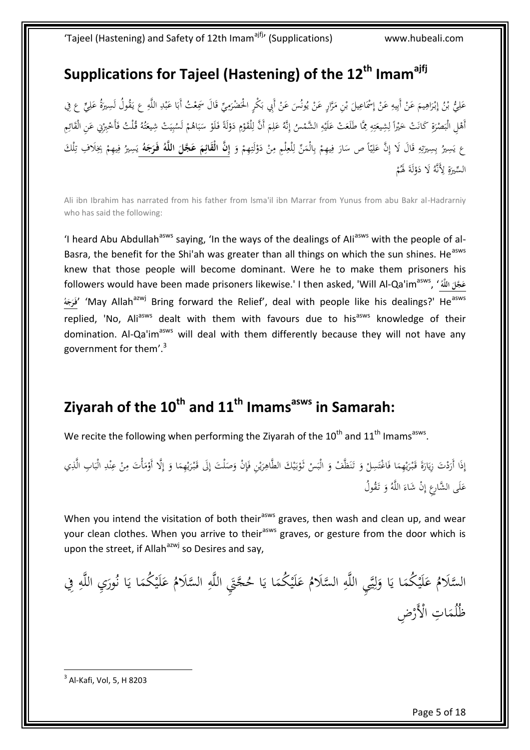## Supplications for Tajeel (Hastening) of the 12th Imam[ajfj]

عَلِيُّ بْنُ إِبْرَاهِيمَ عَنْ أَبِيهِ عَنْ إِسْمَاعِيلَ بْنِ مَرَّارٍ عَنْ يُونُسَ عَنْ أَبِي بَكْرٍ الْحَضْرَمِيِّ قَالَ سَمِعْتُ أَبَا عَبْدِ اللَّهِ ع يَقُولُ لَسِيرَةُ عَلِيٍّ ع فِي أَهْلِ الْبَصْرَةِ كَانَتْ خَيْراً لِشِيعَتِهِ مِمَّا طَلَعَتْ عَلَيْهِ الشَّمْسُ إِنَّهُ عَلِمَ أَنَّ لِلْقَوْمِ دَوْلَةً فَلَوْ سَبَاهُمْ لَسُبِيَتْ شِيعَتُهُ قُلْتُ فَأَخْبِرْنِي عَنِ الْقَائِمِ ع يَسِيرُ بِسِيرَتِهِ قَالَ لَا إِنَّ عَلِيّاً ص سَارَ فِيهِمْ بِالْمَنِّ لِلْعِلْمِ مِنْ دَوْلَتِهِمْ وَ **إِنَّ الْقَائِمَ عَجَّلَ اللَّهُ فَرَجَهُ** يَسِيرُ فِيهِمْ بِخِلَافِ تِلْكَ السِّيرَةِ لِأَنَّهُ لَا دَوْلَةَ لَهُمْ

Ali ibn Ibrahim has narrated from his father from Isma'il ibn Marrar from Yunus from abu Bakr al-Hadrarniy who has said the following:

'I heard Abu Abdullah[asws] saying, 'In the ways of the dealings of Ali[asws] with the people of al-Basra, the benefit for the Shi'ah was greater than all things on which the sun shines. He[asws] knew that those people will become dominant. Were he to make them prisoners his followers would have been made prisoners likewise.' I then asked, 'Will Al-Qa'im[asws], 'عَجَّلَ اللَّهُ فَرَجَهُ' 'May Allah[azwj] Bring forward the Relief', deal with people like his dealings?' He[asws] replied, 'No, Ali[asws] dealt with them with favours due to his[asws] knowledge of their domination. Al-Qa'im[asws] will deal with them differently because they will not have any government for them'.[3]

## Ziyarah of the 10th and 11th Imams[asws] in Samarah:

We recite the following when performing the Ziyarah of the 10th and 11th Imams[asws].

إِذَا أَرَدْتَ زِيَارَةَ قَبْرَيْهِمَا فَاغْتَسِلْ وَ تَنَظَّفْ وَ الْبَسْ ثَوْبَيْكَ الطَّاهِرَيْنِ فَإِنْ وَصَلْتَ إِلَى قَبْرَيْهِمَا وَ إِلَّا أَوْمَأْتَ مِنْ عِنْدِ الْبَابِ الَّذِي عَلَى الشَّارِعِ إِنْ شَاءَ اللَّهُ وَ تَقُولُ

When you intend the visitation of both their[asws] graves, then wash and clean up, and wear your clean clothes. When you arrive to their[asws] graves, or gesture from the door which is upon the street, if Allah[azwj] so Desires and say,

السَّلَامُ عَلَيْكُمَا يَا وَلِيَّيِ اللَّهِ السَّلَامُ عَلَيْكُمَا يَا حُجَّتَيِ اللَّهِ السَّلَامُ عَلَيْكُمَا يَا نُورَيِ اللَّهِ فِي ظُلُمَاتِ الْأَرْضِ

---

[3] Al-Kafi, Vol, 5, H 8203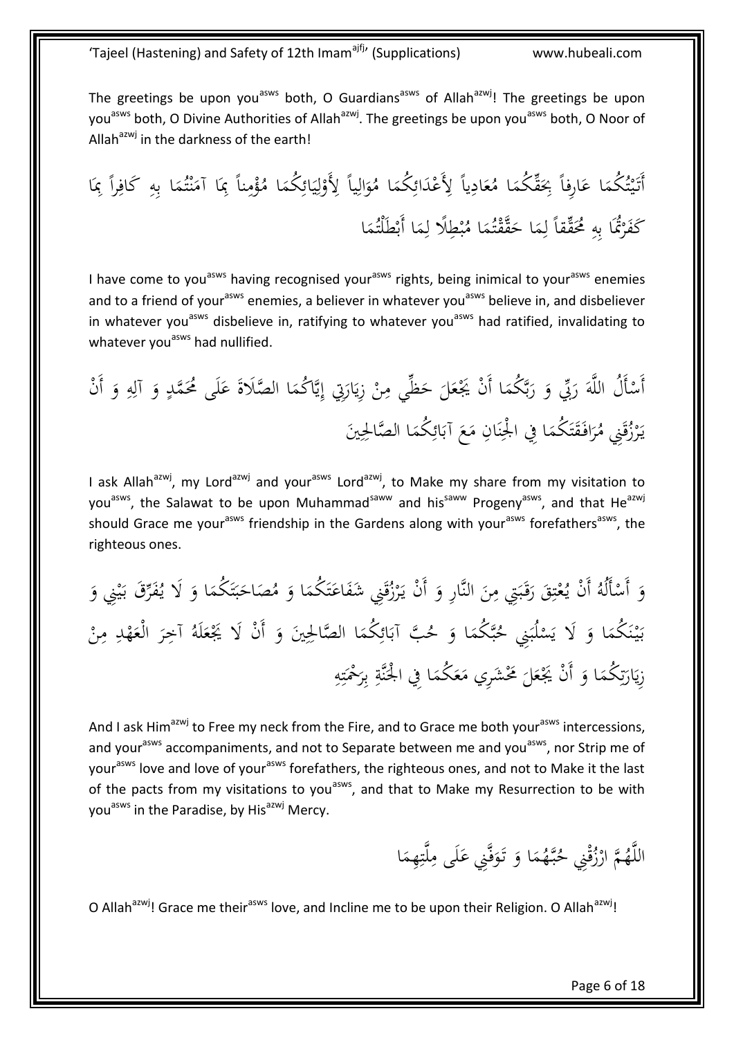The greetings be upon you^asws both, O Guardians^asws of Allah^azwj! The greetings be upon you^asws both, O Divine Authorities of Allah^azwj. The greetings be upon you^asws both, O Noor of Allah^azwj in the darkness of the earth!

أَتَيْتُكُمَا عَارِفاً بِحَقِّكُمَا مُعَادِياً لِأَعْدَائِكُمَا مُوَالِياً لِأَوْلِيَائِكُمَا مُؤْمِناً بِمَا آمَنْتُمَا بِهِ كَافِراً بِمَا كَفَرْتُمَا بِهِ مُحَقِّقاً لِمَا حَقَّقْتُمَا مُبْطِلًا لِمَا أَبْطَلْتُمَا

I have come to you^asws having recognised your^asws rights, being inimical to your^asws enemies and to a friend of your^asws enemies, a believer in whatever you^asws believe in, and disbeliever in whatever you^asws disbelieve in, ratifying to whatever you^asws had ratified, invalidating to whatever you^asws had nullified.

أَسْأَلُ اللَّهَ رَبِّي وَ رَبَّكُمَا أَنْ يَجْعَلَ حَظِّي مِنْ زِيَارَتِي إِيَّاكُمَا الصَّلَاةَ عَلَى مُحَمَّدٍ وَ آلِهِ وَ أَنْ يَرْزُقَنِي مُرَافَقَتَكُمَا فِي الْجِنَانِ مَعَ آبَائِكُمَا الصَّالِحِينَ

I ask Allah^azwj, my Lord^azwj and your^asws Lord^azwj, to Make my share from my visitation to you^asws, the Salawat to be upon Muhammad^saww and his^saww Progeny^asws, and that He^azwj should Grace me your^asws friendship in the Gardens along with your^asws forefathers^asws, the righteous ones.

وَ أَسْأَلُهُ أَنْ يُعْتِقَ رَقَبَتِي مِنَ النَّارِ وَ أَنْ يَرْزُقَنِي شَفَاعَتَكُمَا وَ مُصَاحَبَتَكُمَا وَ لَا يُفَرِّقَ بَيْنِي وَ بَيْنَكُمَا وَ لَا يَسْلُبَنِي حُبَّكُمَا وَ حُبَّ آبَائِكُمَا الصَّالِحِينَ وَ أَنْ لَا يَجْعَلَهُ آخِرَ الْعَهْدِ مِنْ زِيَارَتِكُمَا وَ أَنْ يَجْعَلَ مَحْشَرِي مَعَكُمَا فِي الْجَنَّةِ بِرَحْمَتِهِ

And I ask Him^azwj to Free my neck from the Fire, and to Grace me both your^asws intercessions, and your^asws accompaniments, and not to Separate between me and you^asws, nor Strip me of your^asws love and love of your^asws forefathers, the righteous ones, and not to Make it the last of the pacts from my visitations to you^asws, and that to Make my Resurrection to be with you^asws in the Paradise, by His^azwj Mercy.

اللَّهُمَّ ارْزُقْنِي حُبَّهُمَا وَ تَوَفَّنِي عَلَى مِلَّتِهِمَا

O Allah^azwj! Grace me their^asws love, and Incline me to be upon their Religion. O Allah^azwj!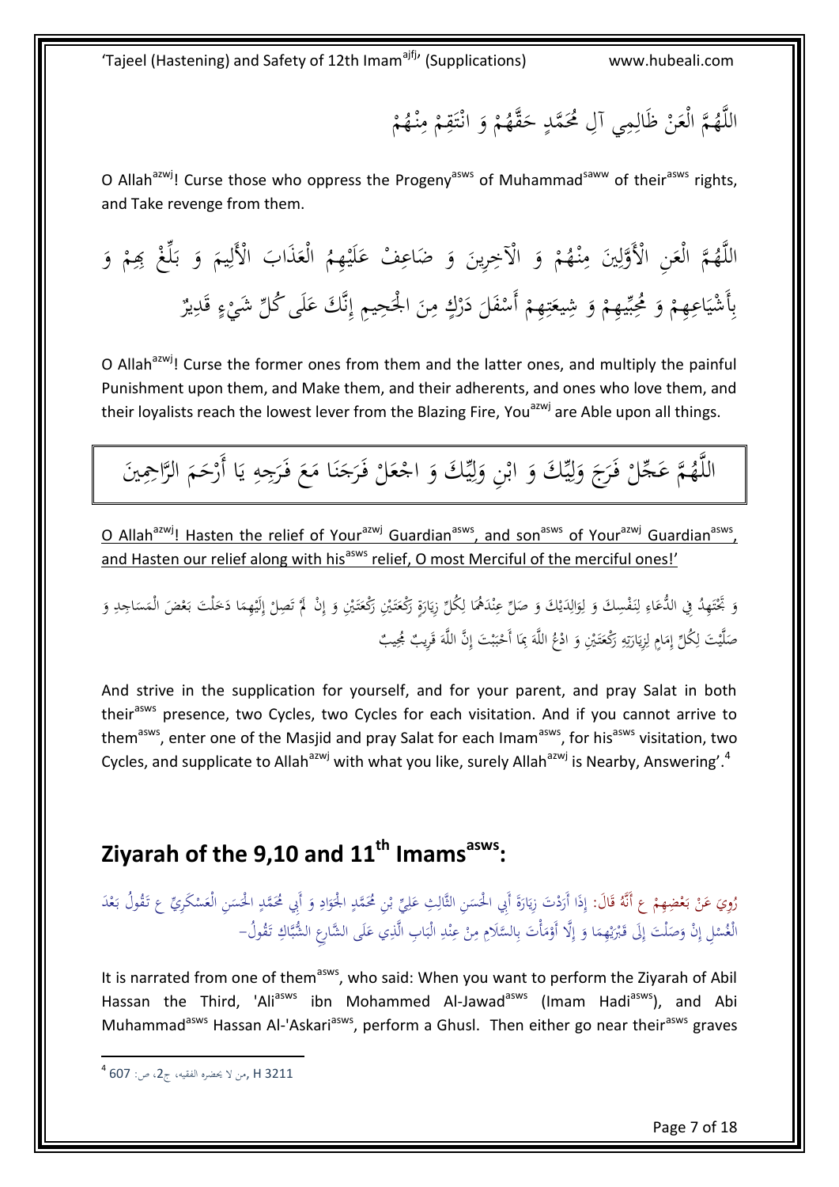اللَّهُمَّ الْعَنْ ظَالِمِي آلِ مُحَمَّدٍ حَقَّهُمْ وَ انْتَقِمْ مِنْهُمْ

O Allah[azwj]! Curse those who oppress the Progeny[asws] of Muhammad[saww] of their[asws] rights, and Take revenge from them.

اللَّهُمَّ الْعَنِ الْأَوَّلِينَ مِنْهُمْ وَ الْآخِرِينَ وَ ضَاعِفْ عَلَيْهِمُ الْعَذَابَ الْأَلِيمَ وَ بَلِّغْ بِهِمْ وَ بِأَشْيَاعِهِمْ وَ مُحِبِّيهِمْ وَ شِيعَتِهِمْ أَسْفَلَ دَرْكٍ مِنَ الْجَحِيمِ إِنَّكَ عَلَى كُلِّ شَيْءٍ قَدِيرٌ

O Allah[azwj]! Curse the former ones from them and the latter ones, and multiply the painful Punishment upon them, and Make them, and their adherents, and ones who love them, and their loyalists reach the lowest lever from the Blazing Fire, You[azwj] are Able upon all things.

اللَّهُمَّ عَجِّلْ فَرَجَ وَلِيِّكَ وَ ابْنِ وَلِيِّكَ وَ اجْعَلْ فَرَجَنَا مَعَ فَرَجِهِ يَا أَرْحَمَ الرَّاحِمِينَ

O Allah[azwj]! Hasten the relief of Your[azwj] Guardian[asws], and son[asws] of Your[azwj] Guardian[asws], and Hasten our relief along with his[asws] relief, O most Merciful of the merciful ones!'

وَ تَجْتَهِدُ فِي الدُّعَاءِ لِنَفْسِكَ وَ لِوَالِدَيْكَ وَ صَلِّ عِنْدَهُمَا لِكُلِّ زِيَارَةٍ رَكْعَتَيْنِ رَكْعَتَيْنِ وَ إِنْ لَمْ تَصِلْ إِلَيْهِمَا دَخَلْتَ بَعْضَ الْمَسَاجِدِ وَ صَلَّيْتَ لِكُلِّ إِمَامٍ لِزِيَارَتِهِ رَكْعَتَيْنِ وَ ادْعُ اللَّهَ بِمَا أَحْبَبْتَ إِنَّ اللَّهَ قَرِيبٌ مُجِيبٌ

And strive in the supplication for yourself, and for your parent, and pray Salat in both their[asws] presence, two Cycles, two Cycles for each visitation. And if you cannot arrive to them[asws], enter one of the Masjid and pray Salat for each Imam[asws], for his[asws] visitation, two Cycles, and supplicate to Allah[azwj] with what you like, surely Allah[azwj] is Nearby, Answering'.[4]

## Ziyarah of the 9,10 and 11th Imams[asws]:

رُوِيَ عَنْ بَعْضِهِمْ ع أَنَّهُ قَالَ: إِذَا أَرَدْتَ زِيَارَةَ أَبِي الْحَسَنِ الثَّالِثِ عَلِيِّ بْنِ مُحَمَّدٍ الْجَوَادِ وَ أَبِي مُحَمَّدٍ الْحَسَنِ الْعَسْكَرِيِّ ع تَقُولُ بَعْدَ الْغُسْلِ إِنْ وَصَلْتَ إِلَى قَبْرَيْهِمَا وَ إِلَّا أَوْمَأْتَ بِالسَّلَامِ مِنْ عِنْدِ الْبَابِ الَّذِي عَلَى الشَّارِعِ الشُّبَّاكِ تَقُولُ-

It is narrated from one of them[asws], who said: When you want to perform the Ziyarah of Abil Hassan the Third, 'Ali[asws] ibn Mohammed Al-Jawad[asws] (Imam Hadi[asws]), and Abi Muhammad[asws] Hassan Al-'Askari[asws], perform a Ghusl. Then either go near their[asws] graves

---

[4] من لا يحضره الفقيه، ج‏2، ص: 607, H 3211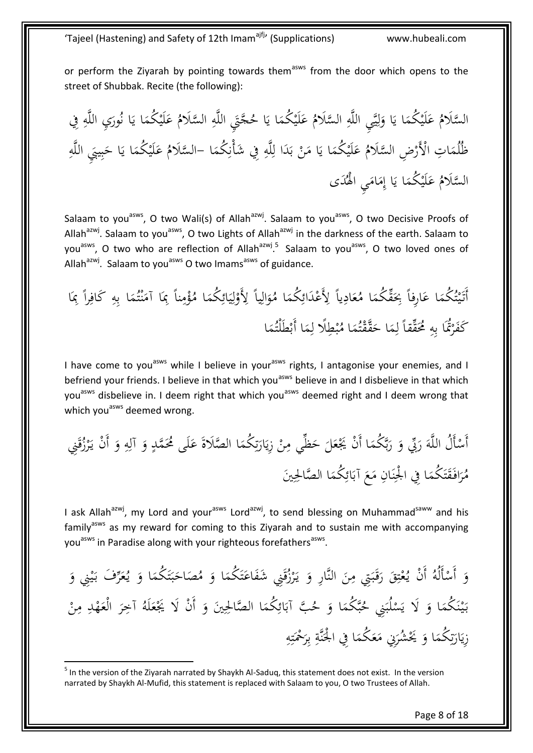or perform the Ziyarah by pointing towards them[asws] from the door which opens to the street of Shubbak. Recite (the following):

السَّلَامُ عَلَيْكُمَا يَا وَلِيَّيِ اللَّهِ السَّلَامُ عَلَيْكُمَا يَا حُجَّتَيِ اللَّهِ السَّلَامُ عَلَيْكُمَا يَا نُورَيِ اللَّهِ فِي ظُلُمَاتِ الْأَرْضِ السَّلَامُ عَلَيْكُمَا يَا مَنْ بَدَا لِلَّهِ فِي شَأْنِكُمَا –السَّلَامُ عَلَيْكُمَا يَا حَبِيبَيِ اللَّهِ السَّلَامُ عَلَيْكُمَا يَا إِمَامَيِ الْهُدَى

Salaam to you[asws], O two Wali(s) of Allah[azwj]. Salaam to you[asws], O two Decisive Proofs of Allah[azwj]. Salaam to you[asws], O two Lights of Allah[azwj] in the darkness of the earth. Salaam to you[asws], O two who are reflection of Allah[azwj].[5] Salaam to you[asws], O two loved ones of Allah[azwj]. Salaam to you[asws] O two Imams[asws] of guidance.

أَتَيْتُكُمَا عَارِفاً بِحَقِّكُمَا مُعَادِياً لِأَعْدَائِكُمَا مُوَالِياً لِأَوْلِيَائِكُمَا مُؤْمِناً بِمَا آمَنْتُمَا بِهِ كَافِراً بِمَا كَفَرْتُمَا بِهِ مُحَقِّقاً لِمَا حَقَّقْتُمَا مُبْطِلًا لِمَا أَبْطَلْتُمَا

I have come to you[asws] while I believe in your[asws] rights, I antagonise your enemies, and I befriend your friends. I believe in that which you[asws] believe in and I disbelieve in that which you[asws] disbelieve in. I deem right that which you[asws] deemed right and I deem wrong that which you[asws] deemed wrong.

أَسْأَلُ اللَّهَ رَبِّي وَ رَبَّكُمَا أَنْ يَجْعَلَ حَظِّي مِنْ زِيَارَتِكُمَا الصَّلَاةَ عَلَى مُحَمَّدٍ وَ آلِهِ وَ أَنْ يَرْزُقَنِي مُرَافَقَتَكُمَا فِي الْجِنَانِ مَعَ آبَائِكُمَا الصَّالِحِينَ

I ask Allah[azwj], my Lord and your[asws] Lord[azwj], to send blessing on Muhammad[saww] and his family[asws] as my reward for coming to this Ziyarah and to sustain me with accompanying you[asws] in Paradise along with your righteous forefathers[asws].

وَ أَسْأَلُهُ أَنْ يُعْتِقَ رَقَبَتِي مِنَ النَّارِ وَ يَرْزُقَنِي شَفَاعَتَكُمَا وَ مُصَاحَبَتَكُمَا وَ يُعَرِّفَ بَيْنِي وَ بَيْنَكُمَا وَ لَا يَسْلُبَنِي حُبَّكُمَا وَ حُبَّ آبَائِكُمَا الصَّالِحِينَ وَ أَنْ لَا يَجْعَلَهُ آخِرَ الْعَهْدِ مِنْ زِيَارَتِكُمَا وَ يَحْشُرَنِي مَعَكُمَا فِي الْجَنَّةِ بِرَحْمَتِهِ

---

[5] In the version of the Ziyarah narrated by Shaykh Al-Saduq, this statement does not exist. In the version narrated by Shaykh Al-Mufid, this statement is replaced with Salaam to you, O two Trustees of Allah.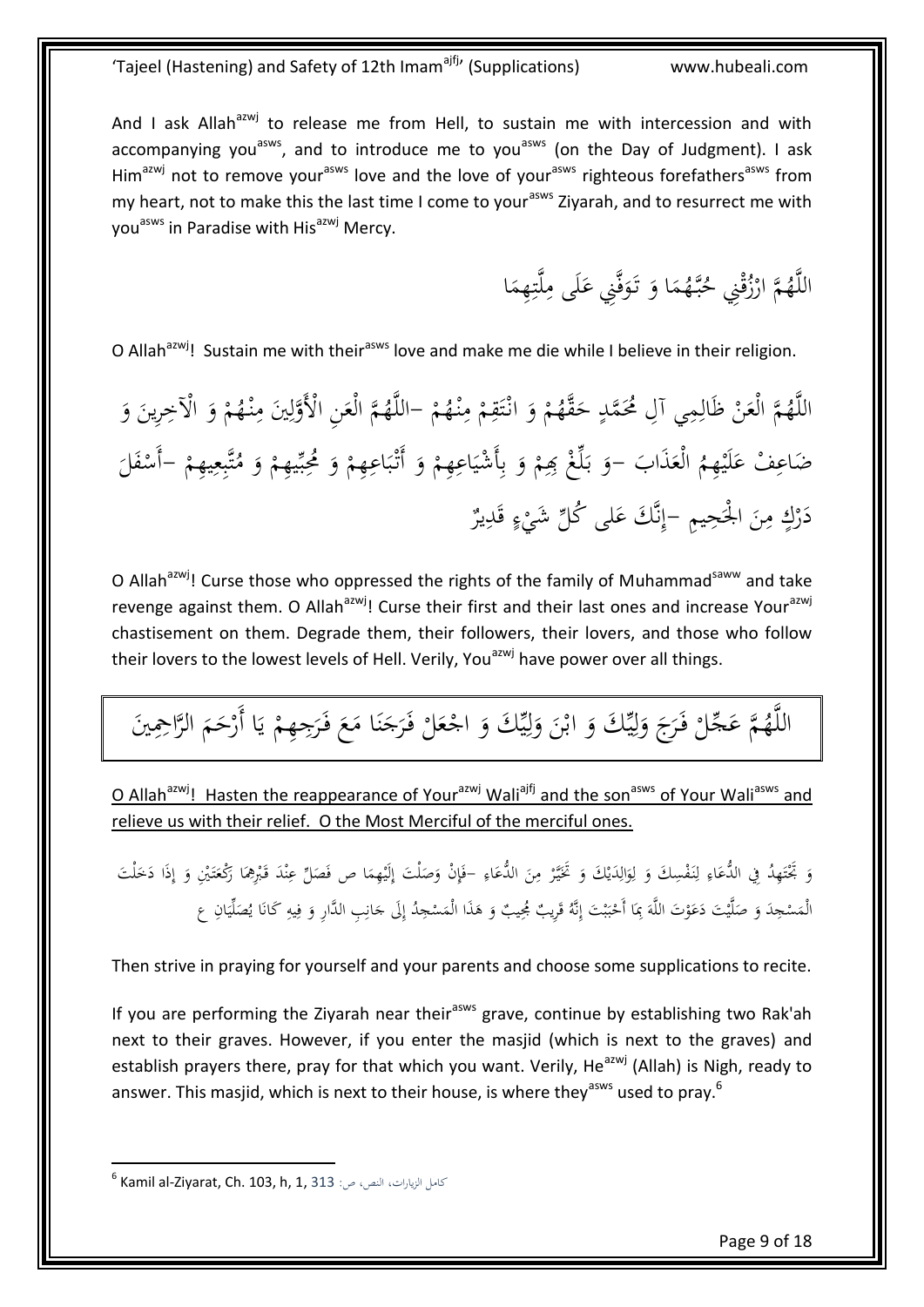And I ask Allah[azwj] to release me from Hell, to sustain me with intercession and with accompanying you[asws], and to introduce me to you[asws] (on the Day of Judgment). I ask Him[azwj] not to remove your[asws] love and the love of your[asws] righteous forefathers[asws] from my heart, not to make this the last time I come to your[asws] Ziyarah, and to resurrect me with you[asws] in Paradise with His[azwj] Mercy.

اللَّهُمَّ ارْزُقْنِي حُبَّهُمَا وَ تَوَفَّنِي عَلَى مِلَّتِهِمَا

O Allah[azwj]! Sustain me with their[asws] love and make me die while I believe in their religion.

اللَّهُمَّ الْعَنْ ظَالِمِي آلِ مُحَمَّدٍ حَقَّهُمْ وَ انْتَقِمْ مِنْهُمْ -اللَّهُمَّ الْعَنِ الْأَوَّلِينَ مِنْهُمْ وَ الْآخِرِينَ وَ ضَاعِفْ عَلَيْهِمُ الْعَذَابَ -وَ بَلِّغْ بِهِمْ وَ بِأَشْيَاعِهِمْ وَ أَتْبَاعِهِمْ وَ مُحِبِّيهِمْ وَ مُتَّبِعِيهِمْ -أَسْفَلَ دَرْكٍ مِنَ الْجَحِيمِ -إِنَّكَ عَلى كُلِّ شَيْءٍ قَدِيرٌ

O Allah[azwj]! Curse those who oppressed the rights of the family of Muhammad[saww] and take revenge against them. O Allah[azwj]! Curse their first and their last ones and increase Your[azwj] chastisement on them. Degrade them, their followers, their lovers, and those who follow their lovers to the lowest levels of Hell. Verily, You[azwj] have power over all things.

اللَّهُمَّ عَجِّلْ فَرَجَ وَلِيِّكَ وَ ابْنَ وَلِيِّكَ وَ اجْعَلْ فَرَجَنَا مَعَ فَرَجِهِمْ يَا أَرْحَمَ الرَّاحِمِينَ

<u>O Allah[azwj]! Hasten the reappearance of Your[azwj] Wali[ajfj] and the son[asws] of Your Wali[asws] and relieve us with their relief. O the Most Merciful of the merciful ones.</u>

وَ تَجْتَهِدُ فِي الدُّعَاءِ لِنَفْسِكَ وَ لِوَالِدَيْكَ وَ تَخَيَّرْ مِنَ الدُّعَاءِ -فَإِنْ وَصَلْتَ إِلَيْهِمَا ص فَصَلِّ عِنْدَ قَبْرِهِمَا رَكْعَتَيْنِ وَ إِذَا دَخَلْتَ الْمَسْجِدَ وَ صَلَّيْتَ دَعَوْتَ اللَّهَ بِمَا أَحْبَبْتَ إِنَّهُ قَرِيبٌ مُجِيبٌ وَ هَذَا الْمَسْجِدُ إِلَى جَانِبِ الدَّارِ وَ فِيهِ كَانَا يُصَلِّيَانِ ع

Then strive in praying for yourself and your parents and choose some supplications to recite.

If you are performing the Ziyarah near their[asws] grave, continue by establishing two Rak'ah next to their graves. However, if you enter the masjid (which is next to the graves) and establish prayers there, pray for that which you want. Verily, He[azwj] (Allah) is Nigh, ready to answer. This masjid, which is next to their house, is where they[asws] used to pray.[6]

---

[6] Kamil al-Ziyarat, Ch. 103, h, 1, 313 كامل الزيارات، النص، ص: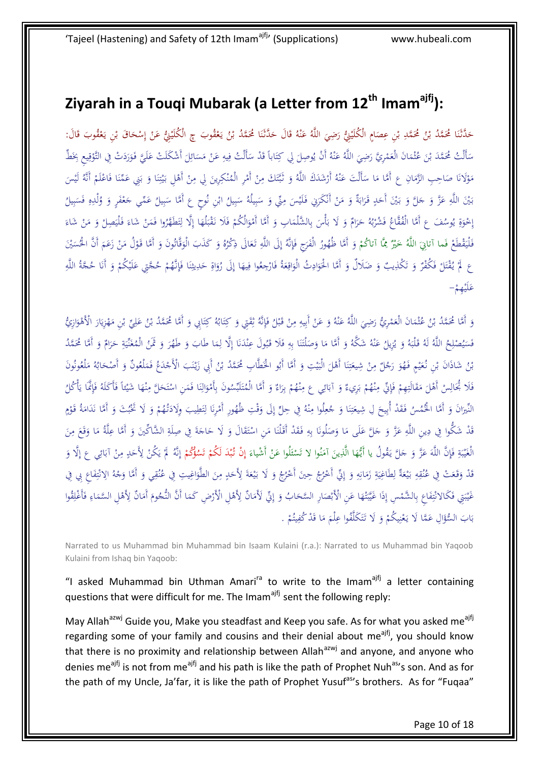## Ziyarah in a Touqi Mubarak (a Letter from 12th Imam[ajfj]):

حَدَّثَنَا مُحَمَّدُ بْنُ مُحَمَّدِ بْنِ عِصَامٍ الْكُلَيْنِيُّ رَضِيَ اللَّهُ عَنْهُ قَالَ حَدَّثَنَا مُحَمَّدُ بْنُ يَعْقُوبَ ج الْكُلَيْنِيُّ عَنْ إِسْحَاقَ بْنِ يَعْقُوبَ قَالَ: سَأَلْتُ مُحَمَّدَ بْنَ عُثْمَانَ الْعَمْرِيَّ رَضِيَ اللَّهُ عَنْهُ أَنْ يُوصِلَ لِي كِتَاباً قَدْ سَأَلْتُ فِيهِ عَنْ مَسَائِلَ أَشْكَلَتْ عَلَيَّ فَوَرَدَتْ فِي التَّوْقِيعِ بِخَطِّ مَوْلَانَا صَاحِبِ الزَّمَانِ ع أَمَّا مَا سَأَلْتَ عَنْهُ أَرْشَدَكَ اللَّهُ وَ ثَبَّتَكَ مِنْ أَمْرِ الْمُنْكِرِينَ لِي مِنْ أَهْلِ بَيْتِنَا وَ بَنِي عَمِّنَا فَاعْلَمْ أَنَّهُ لَيْسَ بَيْنَ اللَّهِ عَزَّ وَ جَلَّ وَ بَيْنَ أَحَدٍ قَرَابَةٌ وَ مَنْ أَنْكَرَنِي فَلَيْسَ مِنِّي وَ سَبِيلُهُ سَبِيلُ ابْنِ نُوحٍ ع أَمَّا سَبِيلُ عَمِّي جَعْفَرٍ وَ وُلْدِهِ فَسَبِيلُ إِخْوَةِ يُوسُفَ ع أَمَّا الْفُقَّاعُ فَشُرْبُهُ حَرَامٌ وَ لَا بَأْسَ بِالشَّلْمَابِ وَ أَمَّا أَمْوَالُكُمْ فَلَا نَقْبَلُهَا إِلَّا لِتَطَهَّرُوا فَمَنْ شَاءَ فَلْيَصِلْ وَ مَنْ شَاءَ فَلْيَقْطَعْ فَمَا آتَانِيَ اللَّهُ خَيْرٌ مِمَّا آتَاكُمْ وَ أَمَّا ظُهُورُ الْفَرَجِ فَإِنَّهُ إِلَى اللَّهِ تَعَالَى ذِكْرُهُ وَ كَذَبَ الْوَقَّاتُونَ وَ أَمَّا قَوْلُ مَنْ زَعَمَ أَنَّ الْحُسَيْنَ ع لَمْ يُقْتَلْ فَكُفْرٌ وَ تَكْذِيبٌ وَ ضَلَالٌ وَ أَمَّا الْحَوَادِثُ الْوَاقِعَةُ فَارْجِعُوا فِيهَا إِلَى رُوَاةِ حَدِيثِنَا فَإِنَّهُمْ حُجَّتِي عَلَيْكُمْ وَ أَنَا حُجَّةُ اللَّهِ عَلَيْهِمْ-

وَ أَمَّا مُحَمَّدُ بْنُ عُثْمَانَ الْعَمْرِيُّ رَضِيَ اللَّهُ عَنْهُ وَ عَنْ أَبِيهِ مِنْ قَبْلُ فَإِنَّهُ ثِقَتِي وَ كِتَابُهُ كِتَابِي وَ أَمَّا مُحَمَّدُ بْنُ عَلِيِّ بْنِ مَهْزِيَارَ الْأَهْوَازِيُّ فَسَيُصْلِحُ اللَّهُ لَهُ قَلْبَهُ وَ يُزِيلُ عَنْهُ شَكَّهُ وَ أَمَّا مَا وَصَلْتَنَا بِهِ فَلَا قَبُولَ عِنْدَنَا إِلَّا لِمَا طَابَ وَ طَهُرَ وَ ثَمَنُ الْمُغَنِّيَةِ حَرَامٌ وَ أَمَّا مُحَمَّدُ بْنُ شَاذَانَ بْنِ نُعَيْمٍ فَهُوَ رَجُلٌ مِنْ شِيعَتِنَا أَهْلَ الْبَيْتِ وَ أَمَّا أَبُو الْخَطَّابِ مُحَمَّدُ بْنُ أَبِي زَيْنَبَ الْأَجْدَعُ فَمَلْعُونٌ وَ أَصْحَابُهُ مَلْعُونُونَ فَلَا تُجَالِسْ أَهْلَ مَقَالَتِهِمْ فَإِنِّي مِنْهُمْ بَرِيءٌ وَ آبَائِي ع مِنْهُمْ بِرَاءٌ وَ أَمَّا الْمُتَلَبِّسُونَ بِأَمْوَالِنَا فَمَنِ اسْتَحَلَّ مِنْهَا شَيْئاً فَأَكَلَهُ فَإِنَّمَا يَأْكُلُ النِّيرَانَ وَ أَمَّا الْخُمُسُ فَقَدْ أُبِيحَ لِ شِيعَتِنَا وَ جُعِلُوا مِنْهُ فِي حِلٍّ إِلَى وَقْتِ ظُهُورِ أَمْرِنَا لِتَطِيبَ وِلَادَتُهُمْ وَ لَا تَخْبُثَ وَ أَمَّا نَدَامَةُ قَوْمٍ قَدْ شَكُّوا فِي دِينِ اللَّهِ عَزَّ وَ جَلَّ عَلَى مَا وَصَلُونَا بِهِ فَقَدْ أَقَلْنَا مَنِ اسْتَقَالَ وَ لَا حَاجَةَ فِي صِلَةِ الشَّاكِّينَ وَ أَمَّا عِلَّةُ مَا وَقَعَ مِنَ الْغَيْبَةِ فَإِنَّ اللَّهَ عَزَّ وَ جَلَّ يَقُولُ يا أَيُّهَا الَّذِينَ آمَنُوا لا تَسْئَلُوا عَنْ أَشْياءَ إِنْ تُبْدَ لَكُمْ تَسُؤْكُمْ إِنَّهُ لَمْ يَكُنْ لِأَحَدٍ مِنْ آبَائِي ع إِلَّا وَ قَدْ وَقَعَتْ فِي عُنُقِهِ بَيْعَةٌ لِطَاغِيَةِ زَمَانِهِ وَ إِنِّي أَخْرُجُ حِينَ أَخْرُجُ وَ لَا بَيْعَةَ لِأَحَدٍ مِنَ الطَّوَاغِيتِ فِي عُنُقِي وَ أَمَّا وَجْهُ الِانْتِفَاعِ بِي فِي غَيْبَتِي فَكَالانْتِفَاعِ بِالشَّمْسِ إِذَا غَيَّبَتْهَا عَنِ الْأَبْصَارِ السَّحَابُ وَ إِنِّي لَأَمَانٌ لِأَهْلِ الْأَرْضِ كَمَا أَنَّ النُّجُومَ أَمَانٌ لِأَهْلِ السَّمَاءِ فَأَغْلِقُوا بَابَ السُّؤَالِ عَمَّا لَا يَعْنِيكُمْ وَ لَا تَتَكَلَّفُوا عِلْمَ مَا قَدْ كُفِيتُمْ .

Narrated to us Muhammad bin Muhammad bin Isaam Kulaini (r.a.): Narrated to us Muhammad bin Yaqoob Kulaini from Ishaq bin Yaqoob:

"I asked Muhammad bin Uthman Amari[ra] to write to the Imam[ajfj] a letter containing questions that were difficult for me. The Imam[ajfj] sent the following reply:

May Allah[azwj] Guide you, Make you steadfast and Keep you safe. As for what you asked me[ajfj] regarding some of your family and cousins and their denial about me[ajfj], you should know that there is no proximity and relationship between Allah[azwj] and anyone, and anyone who denies me[ajfj] is not from me[ajfj] and his path is like the path of Prophet Nuh[as]'s son. And as for the path of my Uncle, Ja'far, it is like the path of Prophet Yusuf[as]'s brothers. As for "Fuqaa"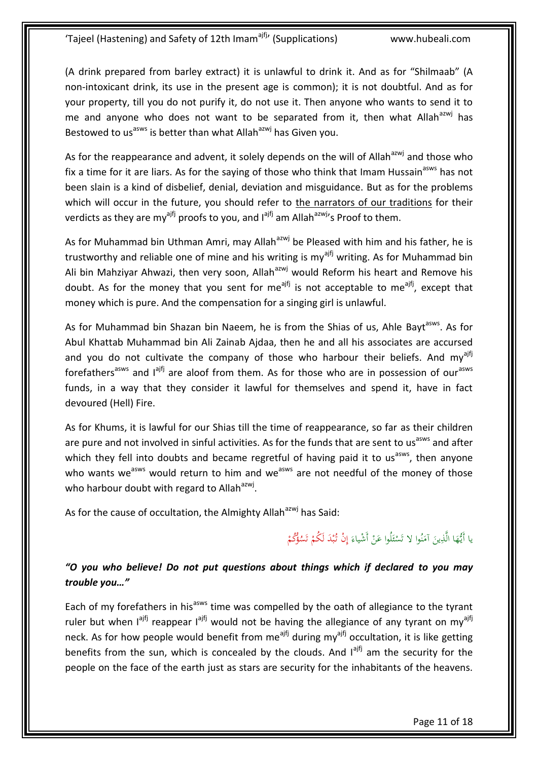(A drink prepared from barley extract) it is unlawful to drink it. And as for "Shilmaab" (A non-intoxicant drink, its use in the present age is common); it is not doubtful. And as for your property, till you do not purify it, do not use it. Then anyone who wants to send it to me and anyone who does not want to be separated from it, then what Allah[azwj] has Bestowed to us[asws] is better than what Allah[azwj] has Given you.

As for the reappearance and advent, it solely depends on the will of Allah[azwj] and those who fix a time for it are liars. As for the saying of those who think that Imam Hussain[asws] has not been slain is a kind of disbelief, denial, deviation and misguidance. But as for the problems which will occur in the future, you should refer to the narrators of our traditions for their verdicts as they are my[ajfj] proofs to you, and I[ajfj] am Allah[azwj]'s Proof to them.

As for Muhammad bin Uthman Amri, may Allah[azwj] be Pleased with him and his father, he is trustworthy and reliable one of mine and his writing is my[ajfj] writing. As for Muhammad bin Ali bin Mahziyar Ahwazi, then very soon, Allah[azwj] would Reform his heart and Remove his doubt. As for the money that you sent for me[ajfj] is not acceptable to me[ajfj], except that money which is pure. And the compensation for a singing girl is unlawful.

As for Muhammad bin Shazan bin Naeem, he is from the Shias of us, Ahle Bayt[asws]. As for Abul Khattab Muhammad bin Ali Zainab Ajdaa, then he and all his associates are accursed and you do not cultivate the company of those who harbour their beliefs. And my[ajfj] forefathers[asws] and I[ajfj] are aloof from them. As for those who are in possession of our[asws] funds, in a way that they consider it lawful for themselves and spend it, have in fact devoured (Hell) Fire.

As for Khums, it is lawful for our Shias till the time of reappearance, so far as their children are pure and not involved in sinful activities. As for the funds that are sent to us[asws] and after which they fell into doubts and became regretful of having paid it to us[asws], then anyone who wants we[asws] would return to him and we[asws] are not needful of the money of those who harbour doubt with regard to Allah[azwj].

As for the cause of occultation, the Almighty Allah[azwj] has Said:

يا أَيُّهَا الَّذِينَ آمَنُوا لا تَسْئَلُوا عَنْ أَشْياءَ إِنْ تُبْدَ لَكُمْ تَسُؤْكُمْ

***"O you who believe! Do not put questions about things which if declared to you may trouble you…"***

Each of my forefathers in his[asws] time was compelled by the oath of allegiance to the tyrant ruler but when I[ajfj] reappear I[ajfj] would not be having the allegiance of any tyrant on my[ajfj] neck. As for how people would benefit from me[ajfj] during my[ajfj] occultation, it is like getting benefits from the sun, which is concealed by the clouds. And I[ajfj] am the security for the people on the face of the earth just as stars are security for the inhabitants of the heavens.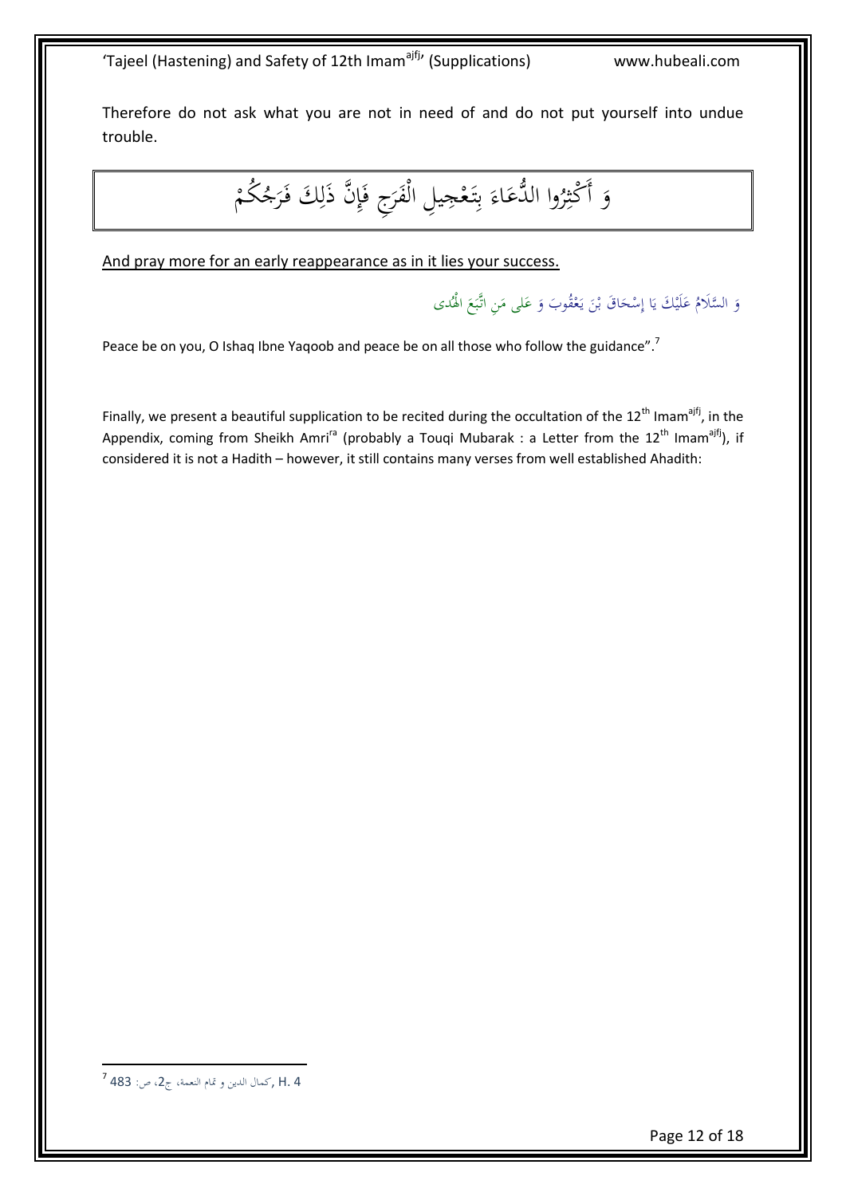Therefore do not ask what you are not in need of and do not put yourself into undue trouble.

| وَ أَكْثِرُوا الدُّعَاءَ بِتَعْجِيلِ الْفَرَجِ فَإِنَّ ذَلِكَ فَرَجُكُمْ |
|---|

<u>And pray more for an early reappearance as in it lies your success.</u>

وَ السَّلَامُ عَلَيْكَ يَا إِسْحَاقَ بْنَ يَعْقُوبَ وَ عَلَى مَنِ اتَّبَعَ الْهُدَى

Peace be on you, O Ishaq Ibne Yaqoob and peace be on all those who follow the guidance”.[7]

Finally, we present a beautiful supplication to be recited during the occultation of the 12th Imam[ajfj], in the Appendix, coming from Sheikh Amri[ra] (probably a Touqi Mubarak : a Letter from the 12th Imam[ajfj]), if considered it is not a Hadith – however, it still contains many verses from well established Ahadith:

---

[7] كمال الدين و تمام النعمة، ج2، ص: 483, H. 4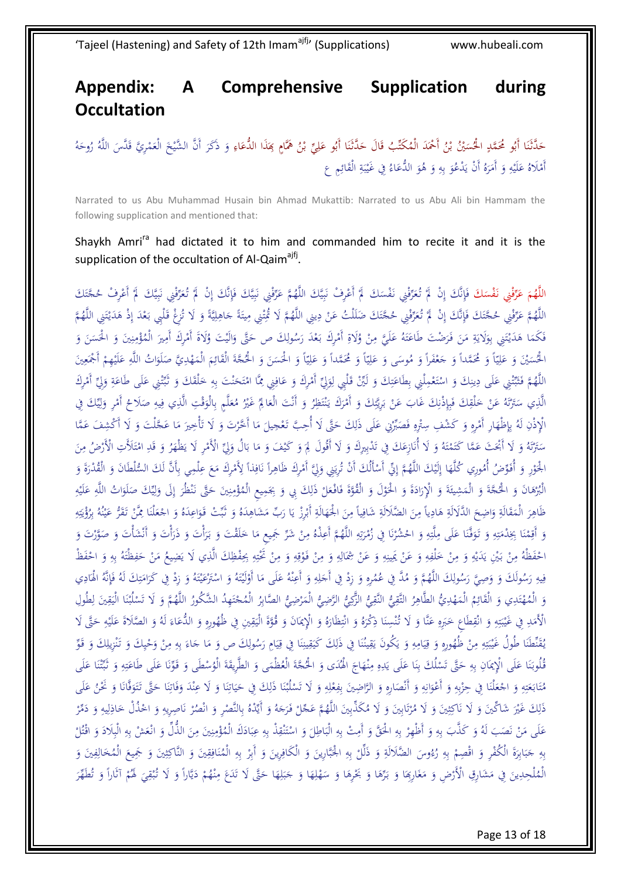# Appendix: A Comprehensive Supplication during Occultation

حَدَّثَنَا أَبُو مُحَمَّدٍ الْحُسَيْنُ بْنُ أَحْمَدَ الْمُكَتِّبُ قَالَ حَدَّثَنَا أَبُو عَلِيِّ بْنُ هَمَّامٍ بِهَذَا الدُّعَاءِ وَ ذَكَرَ أَنَّ الشَّيْخَ الْعَمْرِيَّ قَدَّسَ اللَّهُ رُوحَهُ أَمْلَاهُ عَلَيْهِ وَ أَمَرَهُ أَنْ يَدْعُوَ بِهِ وَ هُوَ الدُّعَاءُ فِي غَيْبَةِ الْقَائِمِ ع

Narrated to us Abu Muhammad Husain bin Ahmad Mukattib: Narrated to us Abu Ali bin Hammam the following supplication and mentioned that:

Shaykh Amri[ra] had dictated it to him and commanded him to recite it and it is the supplication of the occultation of Al-Qaim[ajfj].

اللَّهُمَّ عَرِّفْنِي نَفْسَكَ فَإِنَّكَ إِنْ لَمْ تُعَرِّفْنِي نَفْسَكَ لَمْ أَعْرِفْ نَبِيَّكَ اللَّهُمَّ عَرِّفْنِي نَبِيَّكَ فَإِنَّكَ إِنْ لَمْ تُعَرِّفْنِي نَبِيَّكَ لَمْ أَعْرِفْ حُجَّتَكَ اللَّهُمَّ عَرِّفْنِي حُجَّتَكَ فَإِنَّكَ إِنْ لَمْ تُعَرِّفْنِي حُجَّتَكَ ضَلَلْتُ عَنْ دِينِي اللَّهُمَّ لَا تُمِتْنِي مِيتَةً جَاهِلِيَّةً وَ لَا تُزِغْ قَلْبِي بَعْدَ إِذْ هَدَيْتَنِي اللَّهُمَّ فَكَمَا هَدَيْتَنِي بِوَلَايَةِ مَنْ فَرَضْتَ طَاعَتَهُ عَلَيَّ مِنْ وُلَاةِ أَمْرِكَ بَعْدَ رَسُولِكَ ص حَتَّى وَالَيْتُ وُلَاةَ أَمْرِكَ أَمِيرَ الْمُؤْمِنِينَ وَ الْحَسَنَ وَ الْحُسَيْنَ وَ عَلِيّاً وَ مُحَمَّداً وَ جَعْفَراً وَ مُوسَى وَ عَلِيّاً وَ مُحَمَّداً وَ عَلِيّاً وَ الْحَسَنَ وَ الْحُجَّةَ الْقَائِمَ الْمَهْدِيَّ صَلَوَاتُ اللَّهِ عَلَيْهِمْ أَجْمَعِينَ اللَّهُمَّ فَثَبِّتْنِي عَلَى دِينِكَ وَ اسْتَعْمِلْنِي بِطَاعَتِكَ وَ لَيِّنْ قَلْبِي لِوَلِيِّ أَمْرِكَ وَ عَافِنِي مِمَّا امْتَحَنْتَ بِهِ خَلْقَكَ وَ ثَبِّتْنِي عَلَى طَاعَةِ وَلِيِّ أَمْرِكَ الَّذِي سَتَرْتَهُ عَنْ خَلْقِكَ فَبِإِذْنِكَ غَابَ عَنْ بَرِيَّتِكَ وَ أَمْرَكَ يَنْتَظِرُ وَ أَنْتَ الْعَالِمُ غَيْرُ مُعَلَّمٍ بِالْوَقْتِ الَّذِي فِيهِ صَلَاحُ أَمْرِ وَلِيِّكَ فِي الْإِذْنِ لَهُ بِإِظْهَارِ أَمْرِهِ وَ كَشْفِ سِتْرِهِ فَصَبِّرْنِي عَلَى ذَلِكَ حَتَّى لَا أُحِبَّ تَعْجِيلَ مَا أَخَّرْتَ وَ لَا تَأْخِيرَ مَا عَجَّلْتَ وَ لَا أَكْشِفَ عَمَّا سَتَرْتَهُ وَ لَا أَبْحَثَ عَمَّا كَتَمْتَهُ وَ لَا أُنَازِعَكَ فِي تَدْبِيرِكَ وَ لَا أَقُولَ لِمَ وَ كَيْفَ وَ مَا بَالُ وَلِيِّ الْأَمْرِ لَا يَظْهَرُ وَ قَدِ امْتَلَأَتِ الْأَرْضُ مِنَ الْجَوْرِ وَ أُفَوِّضُ أُمُورِي كُلَّهَا إِلَيْكَ اللَّهُمَّ إِنِّي أَسْأَلُكَ أَنْ تُرِيَنِي وَلِيَّ أَمْرِكَ ظَاهِراً نَافِذاً لِأَمْرِكَ مَعَ عِلْمِي بِأَنَّ لَكَ السُّلْطَانَ وَ الْقُدْرَةَ وَ الْبُرْهَانَ وَ الْحُجَّةَ وَ الْمَشِيئَةَ وَ الْإِرَادَةَ وَ الْحَوْلَ وَ الْقُوَّةَ فَافْعَلْ ذَلِكَ بِي وَ بِجَمِيعِ الْمُؤْمِنِينَ حَتَّى نَنْظُرَ إِلَى وَلِيِّكَ صَلَوَاتُ اللَّهِ عَلَيْهِ ظَاهِرَ الْمَقَالَةِ وَاضِحَ الدَّلَالَةِ هَادِياً مِنَ الضَّلَالَةِ شَافِياً مِنَ الْجَهَالَةِ أَبْرِزْ يَا رَبِّ مَشَاهِدَهُ وَ ثَبِّتْ قَوَاعِدَهُ وَ اجْعَلْنَا مِمَّنْ تَقَرُّ عَيْنُهُ بِرُؤْيَتِهِ وَ أَقِمْنَا بِخِدْمَتِهِ وَ تَوَفَّنَا عَلَى مِلَّتِهِ وَ احْشُرْنَا فِي زُمْرَتِهِ اللَّهُمَّ أَعِذْهُ مِنْ شَرِّ جَمِيعِ مَا خَلَقْتَ وَ بَرَأْتَ وَ ذَرَأْتَ وَ أَنْشَأْتَ وَ صَوَّرْتَ وَ احْفَظْهُ مِنْ بَيْنِ يَدَيْهِ وَ مِنْ خَلْفِهِ وَ عَنْ يَمِينِهِ وَ عَنْ شِمَالِهِ وَ مِنْ فَوْقِهِ وَ مِنْ تَحْتِهِ بِحِفْظِكَ الَّذِي لَا يَضِيعُ مَنْ حَفِظْتَهُ بِهِ وَ احْفَظْ فِيهِ رَسُولَكَ وَ وَصِيَّ رَسُولِكَ اللَّهُمَّ وَ مُدَّ فِي عُمُرِهِ وَ زِدْ فِي أَجَلِهِ وَ أَعِنْهُ عَلَى مَا أَوْلَيْتَهُ وَ اسْتَرْعَيْتَهُ وَ زِدْ فِي كَرَامَتِكَ لَهُ فَإِنَّهُ الْهَادِي وَ الْمُهْتَدِي وَ الْقَائِمُ الْمَهْدِيُّ الطَّاهِرُ التَّقِيُّ الزَّكِيُّ الرَّضِيُّ الْمَرْضِيُّ الصَّابِرُ الْمُجْتَهِدُ الشَّكُورُ اللَّهُمَّ وَ لَا تَسْلُبْنَا الْيَقِينَ لِطُولِ الْأَمَدِ فِي غَيْبَتِهِ وَ انْقِطَاعِ خَبَرِهِ عَنَّا وَ لَا تُنْسِنَا ذِكْرَهُ وَ انْتِظَارَهُ وَ الْإِيمَانَ وَ قُوَّةَ الْيَقِينِ فِي ظُهُورِهِ وَ الدُّعَاءَ لَهُ وَ الصَّلَاةَ عَلَيْهِ حَتَّى لَا يُقَنِّطَنَا طُولُ غَيْبَتِهِ مِنْ ظُهُورِهِ وَ قِيَامِهِ وَ يَكُونَ يَقِينُنَا فِي ذَلِكَ كَيَقِينِنَا فِي قِيَامِ رَسُولِكَ ص وَ مَا جَاءَ بِهِ مِنْ وَحْيِكَ وَ تَنْزِيلِكَ وَ قَوِّ قُلُوبَنَا عَلَى الْإِيمَانِ بِهِ حَتَّى تَسْلُكَ بِنَا عَلَى يَدِهِ مِنْهَاجَ الْهُدَى وَ الْحُجَّةَ الْعُظْمَى وَ الطَّرِيقَةَ الْوُسْطَى وَ قَوِّنَا عَلَى طَاعَتِهِ وَ ثَبِّتْنَا عَلَى مُتَابَعَتِهِ وَ اجْعَلْنَا فِي حِزْبِهِ وَ أَعْوَانِهِ وَ أَنْصَارِهِ وَ الرَّاضِينَ بِفِعْلِهِ وَ لَا تَسْلُبْنَا ذَلِكَ فِي حَيَاتِنَا وَ لَا عِنْدَ وَفَاتِنَا حَتَّى تَتَوَفَّانَا وَ نَحْنُ عَلَى ذَلِكَ غَيْرَ شَاكِّينَ وَ لَا نَاكِثِينَ وَ لَا مُرْتَابِينَ وَ لَا مُكَذِّبِينَ اللَّهُمَّ عَجِّلْ فَرَجَهُ وَ أَيِّدْهُ بِالنَّصْرِ وَ انْصُرْ نَاصِرِيهِ وَ اخْذُلْ خَاذِلِيهِ وَ دَمِّرْ عَلَى مَنْ نَصَبَ لَهُ وَ كَذَّبَ بِهِ وَ أَظْهِرْ بِهِ الْحَقَّ وَ أَمِتْ بِهِ الْبَاطِلَ وَ اسْتَنْقِذْ بِهِ عِبَادَكَ الْمُؤْمِنِينَ مِنَ الذُّلِّ وَ انْعَشْ بِهِ الْبِلَادَ وَ اقْتُلْ بِهِ جَبَابِرَةَ الْكُفْرِ وَ اقْصِمْ بِهِ رُءُوسَ الضَّلَالَةِ وَ ذَلِّلْ بِهِ الْجَبَّارِينَ وَ الْكَافِرِينَ وَ أَبِرْ بِهِ الْمُنَافِقِينَ وَ النَّاكِثِينَ وَ جَمِيعَ الْمُخَالِفِينَ وَ الْمُلْحِدِينَ فِي مَشَارِقِ الْأَرْضِ وَ مَغَارِبِهَا وَ بَرِّهَا وَ بَحْرِهَا وَ سَهْلِهَا وَ جَبَلِهَا حَتَّى لَا تَدَعَ مِنْهُمْ دَيَّاراً وَ لَا تُبْقِيَ لَهُمْ آثَاراً وَ تُطَهِّرَ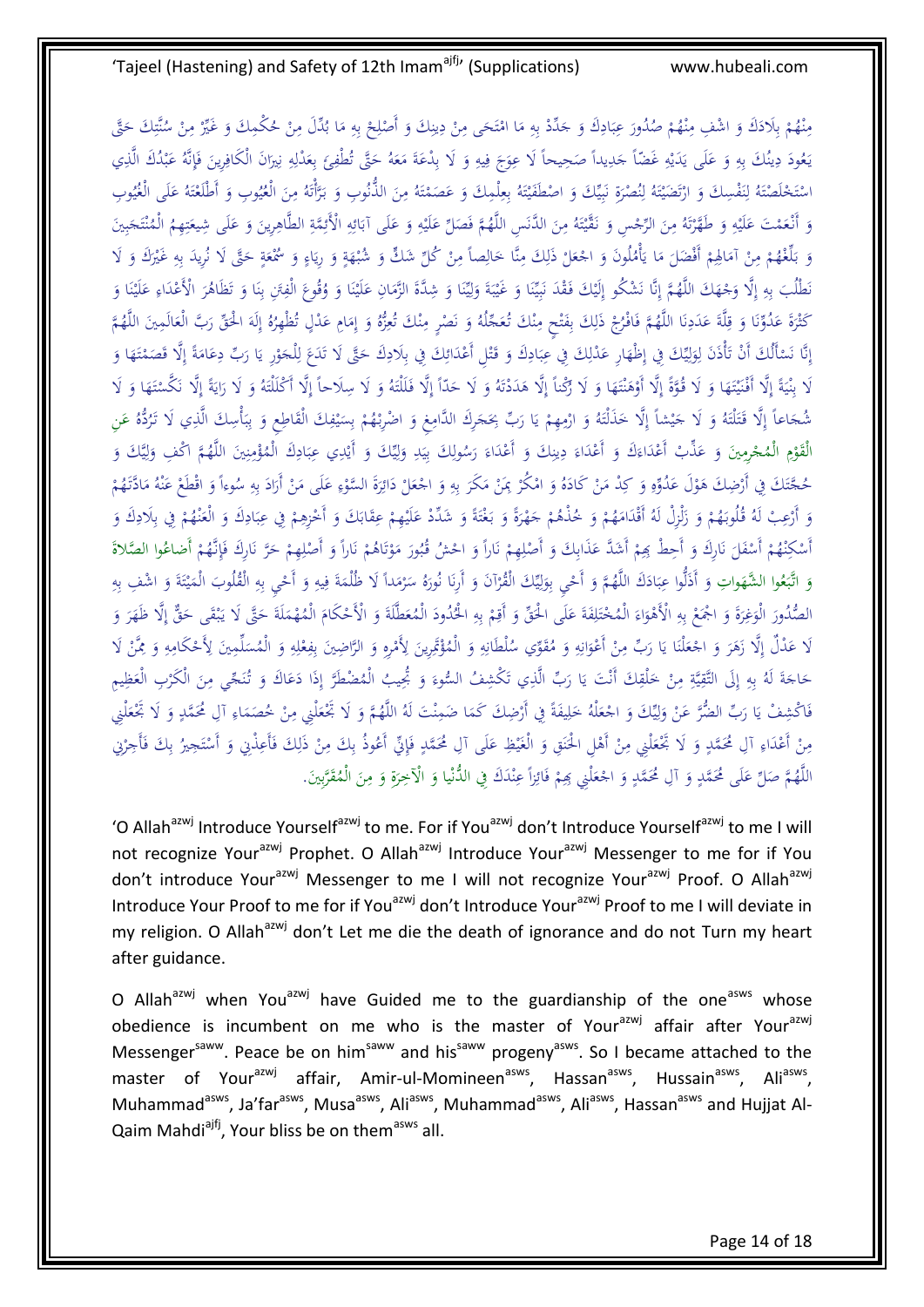مِنْهُمْ بِلَادَكَ وَ اشْفِ مِنْهُمْ صُدُورَ عِبَادِكَ وَ جَدِّدْ بِهِ مَا امْتَحَى مِنْ دِينِكَ وَ أَصْلِحْ بِهِ مَا بُدِّلَ مِنْ حُكْمِكَ وَ غُيِّرَ مِنْ سُنَّتِكَ حَتَّى يَعُودَ دِينُكَ بِهِ وَ عَلَى يَدَيْهِ غَضّاً جَدِيداً صَحِيحاً لَا عِوَجَ فِيهِ وَ لَا بِدْعَةَ مَعَهُ حَتَّى تُطْفِئَ بِعَدْلِهِ نِيرَانَ الْكَافِرِينَ فَإِنَّهُ عَبْدُكَ الَّذِي اسْتَخْلَصْتَهُ لِنَفْسِكَ وَ ارْتَضَيْتَهُ لِنُصْرَةِ نَبِيِّكَ وَ اصْطَفَيْتَهُ بِعِلْمِكَ وَ عَصَمْتَهُ مِنَ الذُّنُوبِ وَ بَرَّأْتَهُ مِنَ الْعُيُوبِ وَ أَطْلَعْتَهُ عَلَى الْغُيُوبِ وَ أَنْعَمْتَ عَلَيْهِ وَ طَهَّرْتَهُ مِنَ الرِّجْسِ وَ نَقَّيْتَهُ مِنَ الدَّنَسِ اللَّهُمَّ فَصَلِّ عَلَيْهِ وَ عَلَى آبَائِهِ الْأَئِمَّةِ الطَّاهِرِينَ وَ عَلَى شِيعَتِهِمُ الْمُنْتَجَبِينَ وَ بَلِّغْهُمْ مِنْ آمَالِهِمْ أَفْضَلَ مَا يَأْمُلُونَ وَ اجْعَلْ ذَلِكَ مِنَّا خَالِصاً مِنْ كُلِّ شَكٍّ وَ شُبْهَةٍ وَ رِيَاءٍ وَ سُمْعَةٍ حَتَّى لَا نُرِيدَ بِهِ غَيْرَكَ وَ لَا نَطْلُبَ بِهِ إِلَّا وَجْهَكَ اللَّهُمَّ إِنَّا نَشْكُو إِلَيْكَ فَقْدَ نَبِيِّنَا وَ غَيْبَةَ وَلِيِّنَا وَ شِدَّةَ الزَّمَانِ عَلَيْنَا وَ وُقُوعَ الْفِتَنِ بِنَا وَ تَظَاهُرَ الْأَعْدَاءِ عَلَيْنَا وَ كَثْرَةَ عَدُوِّنَا وَ قِلَّةَ عَدَدِنَا اللَّهُمَّ فَافْرُجْ ذَلِكَ بِفَتْحٍ مِنْكَ تُعَجِّلُهُ وَ نَصْرٍ مِنْكَ تُعِزُّهُ وَ إِمَامِ عَدْلٍ تُظْهِرُهُ إِلَهَ الْحَقِّ رَبَّ الْعَالَمِينَ اللَّهُمَّ إِنَّا نَسْأَلُكَ أَنْ تَأْذَنَ لِوَلِيِّكَ فِي إِظْهَارِ عَدْلِكَ فِي عِبَادِكَ وَ قَتْلِ أَعْدَائِكَ فِي بِلَادِكَ حَتَّى لَا تَدَعَ لِلْجَوْرِ يَا رَبِّ دِعَامَةً إِلَّا قَصَمْتَهَا وَ لَا بِنْيَةً إِلَّا أَفْنَيْتَهَا وَ لَا قُوَّةً إِلَّا أَوْهَنْتَهَا وَ لَا رُكْناً إِلَّا هَدَدْتَهُ وَ لَا حَدّاً إِلَّا فَلَلْتَهُ وَ لَا سِلَاحاً إِلَّا أَكْلَلْتَهُ وَ لَا رَايَةً إِلَّا نَكَّسْتَهَا وَ لَا شُجَاعاً إِلَّا قَتَلْتَهُ وَ لَا جَيْشاً إِلَّا خَذَلْتَهُ وَ ارْمِهِمْ يَا رَبِّ بِحَجَرِكَ الدَّامِغِ وَ اضْرِبْهُمْ بِسَيْفِكَ الْقَاطِعِ وَ بِبَأْسِكَ الَّذِي لَا تَرُدُّهُ عَنِ الْقَوْمِ الْمُجْرِمِينَ وَ عَذِّبْ أَعْدَاءَكَ وَ أَعْدَاءَ دِينِكَ وَ أَعْدَاءَ رَسُولِكَ بِيَدِ وَلِيِّكَ وَ أَيْدِي عِبَادِكَ الْمُؤْمِنِينَ اللَّهُمَّ اكْفِ وَلِيَّكَ وَ حُجَّتَكَ فِي أَرْضِكَ هَوْلَ عَدُوِّهِ وَ كِدْ مَنْ كَادَهُ وَ امْكُرْ بِمَنْ مَكَرَ بِهِ وَ اجْعَلْ دَائِرَةَ السَّوْءِ عَلَى مَنْ أَرَادَ بِهِ سُوءاً وَ اقْطَعْ عَنْهُ مَادَّتَهُمْ وَ أَرْعِبْ لَهُ قُلُوبَهُمْ وَ زَلْزِلْ لَهُ أَقْدَامَهُمْ وَ خُذْهُمْ جَهْرَةً وَ بَغْتَةً وَ شَدِّدْ عَلَيْهِمْ عِقَابَكَ وَ أَخْزِهِمْ فِي عِبَادِكَ وَ الْعَنْهُمْ فِي بِلَادِكَ وَ أَسْكِنْهُمْ أَسْفَلَ نَارِكَ وَ أَحِطْ بِهِمْ أَشَدَّ عَذَابِكَ وَ أَصْلِهِمْ نَاراً وَ احْشُ قُبُورَ مَوْتَاهُمْ نَاراً وَ أَصْلِهِمْ حَرَّ نَارِكَ فَإِنَّهُمْ أَضَاعُوا الصَّلَاةَ وَ اتَّبَعُوا الشَّهَوَاتِ وَ أَذَلُّوا عِبَادَكَ اللَّهُمَّ وَ أَحْيِ بِوَلِيِّكَ الْقُرْآنَ وَ أَرِنَا نُورَهُ سَرْمَداً لَا ظُلْمَةَ فِيهِ وَ أَحْيِ بِهِ الْقُلُوبَ الْمَيِّتَةَ وَ اشْفِ بِهِ الصُّدُورَ الْوَغِرَةَ وَ اجْمَعْ بِهِ الْأَهْوَاءَ الْمُخْتَلِفَةَ عَلَى الْحَقِّ وَ أَقِمْ بِهِ الْحُدُودَ الْمُعَطَّلَةَ وَ الْأَحْكَامَ الْمُهْمَلَةَ حَتَّى لَا يَبْقَى حَقٌّ إِلَّا ظَهَرَ وَ لَا عَدْلٌ إِلَّا زَهَرَ وَ اجْعَلْنَا يَا رَبِّ مِنْ أَعْوَانِهِ وَ مُقَوِّي سُلْطَانِهِ وَ الْمُؤْتَمِرِينَ لِأَمْرِهِ وَ الرَّاضِينَ بِفِعْلِهِ وَ الْمُسَلِّمِينَ لِأَحْكَامِهِ وَ مِمَّنْ لَا حَاجَةَ لَهُ بِهِ إِلَى التَّقِيَّةِ مِنْ خَلْقِكَ أَنْتَ يَا رَبِّ الَّذِي تَكْشِفُ السُّوءَ وَ تُجِيبُ الْمُضْطَرَّ إِذَا دَعَاكَ وَ تُنَجِّي مِنَ الْكَرْبِ الْعَظِيمِ فَاكْشِفْ يَا رَبِّ الضُّرَّ عَنْ وَلِيِّكَ وَ اجْعَلْهُ خَلِيفَةً فِي أَرْضِكَ كَمَا ضَمِنْتَ لَهُ اللَّهُمَّ وَ لَا تَجْعَلْنِي مِنْ خُصَمَاءِ آلِ مُحَمَّدٍ وَ لَا تَجْعَلْنِي مِنْ أَعْدَاءِ آلِ مُحَمَّدٍ وَ لَا تَجْعَلْنِي مِنْ أَهْلِ الْحَنَقِ وَ الْغَيْظِ عَلَى آلِ مُحَمَّدٍ فَإِنِّي أَعُوذُ بِكَ مِنْ ذَلِكَ فَأَعِذْنِي وَ أَسْتَجِيرُ بِكَ فَأَجِرْنِي اللَّهُمَّ صَلِّ عَلَى مُحَمَّدٍ وَ آلِ مُحَمَّدٍ وَ اجْعَلْنِي بِهِمْ فَائِزاً عِنْدَكَ فِي الدُّنْيَا وَ الْآخِرَةِ وَ مِنَ الْمُقَرَّبِينَ.

'O Allah[azwj] Introduce Yourself[azwj] to me. For if You[azwj] don't Introduce Yourself[azwj] to me I will not recognize Your[azwj] Prophet. O Allah[azwj] Introduce Your[azwj] Messenger to me for if You don't introduce Your[azwj] Messenger to me I will not recognize Your[azwj] Proof. O Allah[azwj] Introduce Your Proof to me for if You[azwj] don't Introduce Your[azwj] Proof to me I will deviate in my religion. O Allah[azwj] don't Let me die the death of ignorance and do not Turn my heart after guidance.

O Allah[azwj] when You[azwj] have Guided me to the guardianship of the one[asws] whose obedience is incumbent on me who is the master of Your[azwj] affair after Your[azwj] Messenger[saww]. Peace be on him[saww] and his[saww] progeny[asws]. So I became attached to the master of Your[azwj] affair, Amir-ul-Momineen[asws], Hassan[asws], Hussain[asws], Ali[asws], Muhammad[asws], Ja'far[asws], Musa[asws], Ali[asws], Muhammad[asws], Ali[asws], Hassan[asws] and Hujjat Al-Qaim Mahdi[ajfj], Your bliss be on them[asws] all.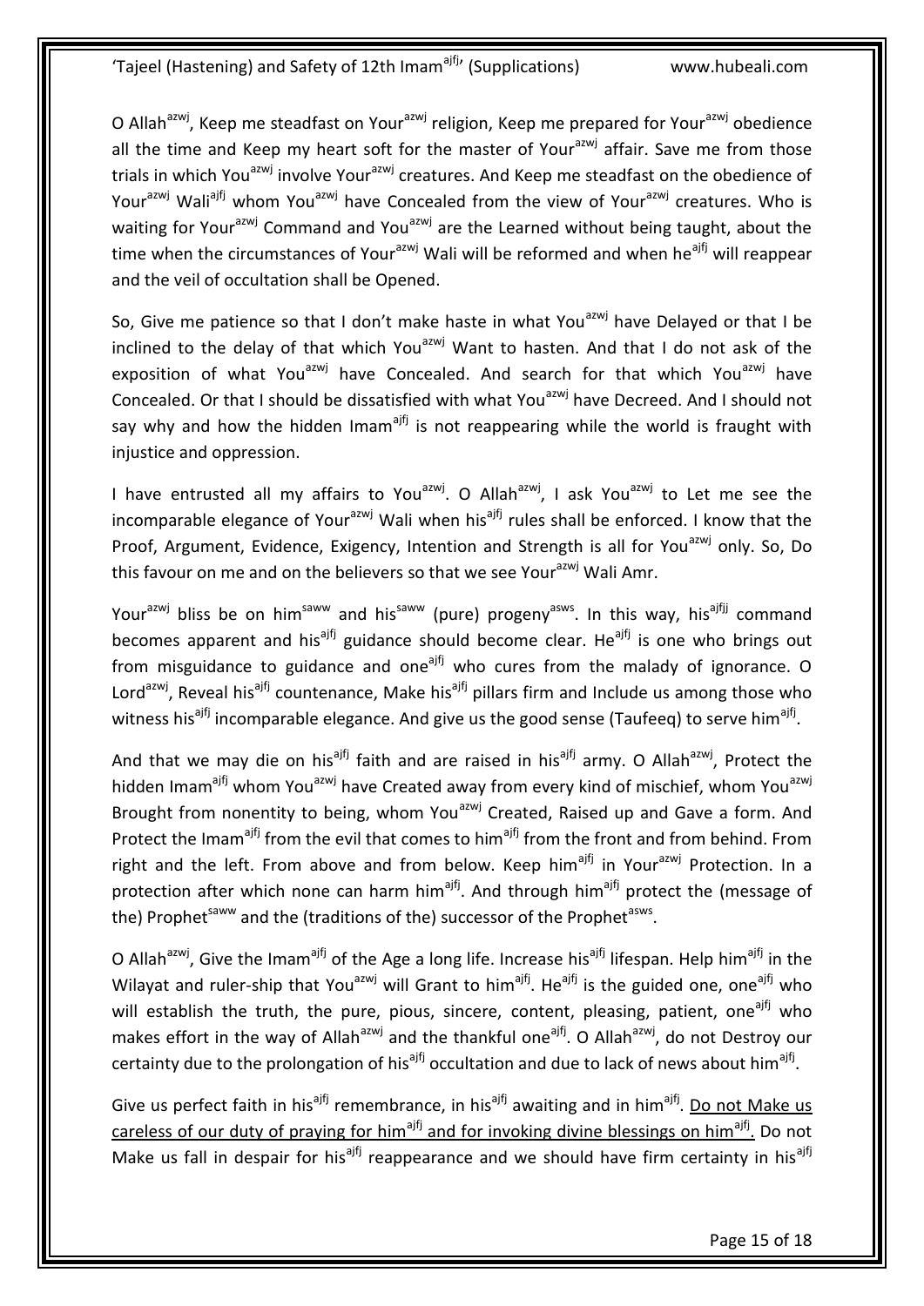O Allah[azwj], Keep me steadfast on Your[azwj] religion, Keep me prepared for Your[azwj] obedience all the time and Keep my heart soft for the master of Your[azwj] affair. Save me from those trials in which You[azwj] involve Your[azwj] creatures. And Keep me steadfast on the obedience of Your[azwj] Wali[ajfj] whom You[azwj] have Concealed from the view of Your[azwj] creatures. Who is waiting for Your[azwj] Command and You[azwj] are the Learned without being taught, about the time when the circumstances of Your[azwj] Wali will be reformed and when he[ajfj] will reappear and the veil of occultation shall be Opened.

So, Give me patience so that I don't make haste in what You[azwj] have Delayed or that I be inclined to the delay of that which You[azwj] Want to hasten. And that I do not ask of the exposition of what You[azwj] have Concealed. And search for that which You[azwj] have Concealed. Or that I should be dissatisfied with what You[azwj] have Decreed. And I should not say why and how the hidden Imam[ajfj] is not reappearing while the world is fraught with injustice and oppression.

I have entrusted all my affairs to You[azwj]. O Allah[azwj], I ask You[azwj] to Let me see the incomparable elegance of Your[azwj] Wali when his[ajfj] rules shall be enforced. I know that the Proof, Argument, Evidence, Exigency, Intention and Strength is all for You[azwj] only. So, Do this favour on me and on the believers so that we see Your[azwj] Wali Amr.

Your[azwj] bliss be on him[saww] and his[saww] (pure) progeny[asws]. In this way, his[ajfj] command becomes apparent and his[ajfj] guidance should become clear. He[ajfj] is one who brings out from misguidance to guidance and one[ajfj] who cures from the malady of ignorance. O Lord[azwj], Reveal his[ajfj] countenance, Make his[ajfj] pillars firm and Include us among those who witness his[ajfj] incomparable elegance. And give us the good sense (Taufeeq) to serve him[ajfj].

And that we may die on his[ajfj] faith and are raised in his[ajfj] army. O Allah[azwj], Protect the hidden Imam[ajfj] whom You[azwj] have Created away from every kind of mischief, whom You[azwj] Brought from nonentity to being, whom You[azwj] Created, Raised up and Gave a form. And Protect the Imam[ajfj] from the evil that comes to him[ajfj] from the front and from behind. From right and the left. From above and from below. Keep him[ajfj] in Your[azwj] Protection. In a protection after which none can harm him[ajfj]. And through him[ajfj] protect the (message of the) Prophet[saww] and the (traditions of the) successor of the Prophet[asws].

O Allah[azwj], Give the Imam[ajfj] of the Age a long life. Increase his[ajfj] lifespan. Help him[ajfj] in the Wilayat and ruler-ship that You[azwj] will Grant to him[ajfj]. He[ajfj] is the guided one, one[ajfj] who will establish the truth, the pure, pious, sincere, content, pleasing, patient, one[ajfj] who makes effort in the way of Allah[azwj] and the thankful one[ajfj]. O Allah[azwj], do not Destroy our certainty due to the prolongation of his[ajfj] occultation and due to lack of news about him[ajfj].

Give us perfect faith in his[ajfj] remembrance, in his[ajfj] awaiting and in him[ajfj]. Do not Make us careless of our duty of praying for him[ajfj] and for invoking divine blessings on him[ajfj]. Do not Make us fall in despair for his[ajfj] reappearance and we should have firm certainty in his[ajfj]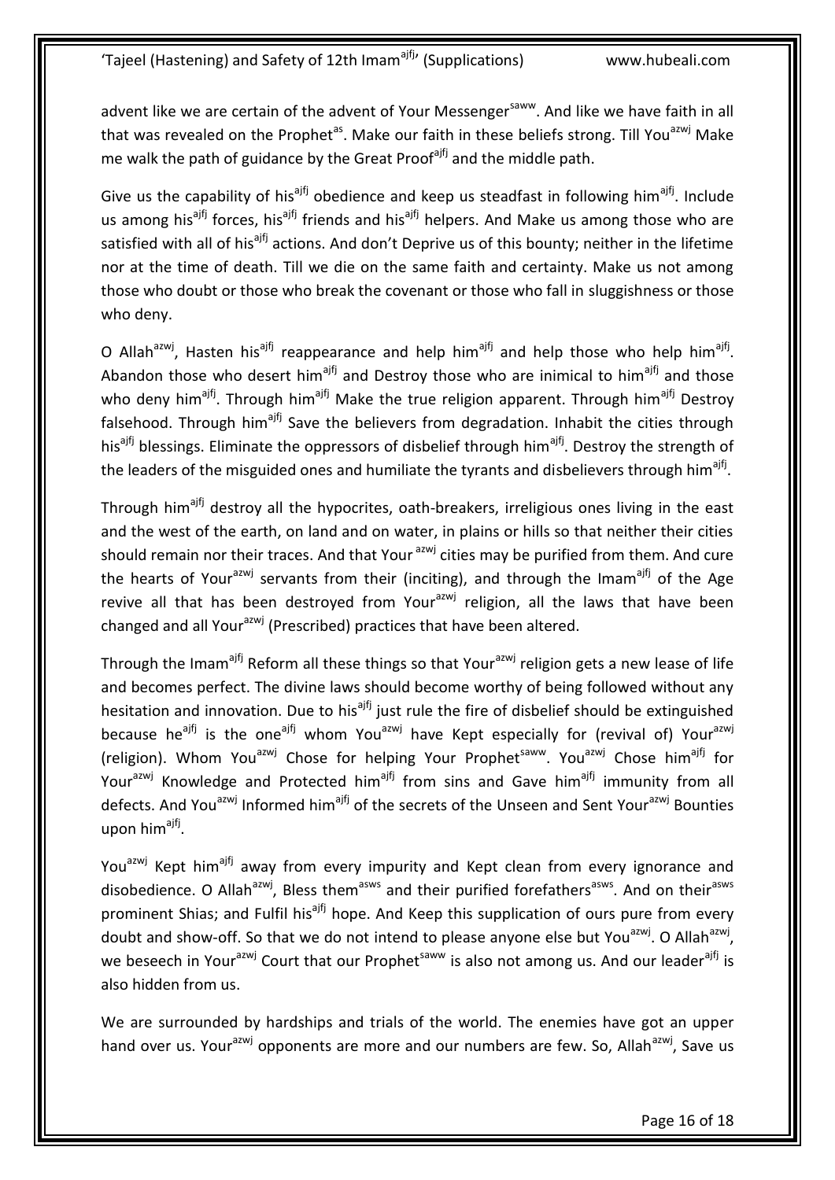advent like we are certain of the advent of Your Messenger[saww]. And like we have faith in all that was revealed on the Prophet[as]. Make our faith in these beliefs strong. Till You[azwj] Make me walk the path of guidance by the Great Proof[ajfj] and the middle path.

Give us the capability of his[ajfj] obedience and keep us steadfast in following him[ajfj]. Include us among his[ajfj] forces, his[ajfj] friends and his[ajfj] helpers. And Make us among those who are satisfied with all of his[ajfj] actions. And don't Deprive us of this bounty; neither in the lifetime nor at the time of death. Till we die on the same faith and certainty. Make us not among those who doubt or those who break the covenant or those who fall in sluggishness or those who deny.

O Allah[azwj], Hasten his[ajfj] reappearance and help him[ajfj] and help those who help him[ajfj]. Abandon those who desert him[ajfj] and Destroy those who are inimical to him[ajfj] and those who deny him[ajfj]. Through him[ajfj] Make the true religion apparent. Through him[ajfj] Destroy falsehood. Through him[ajfj] Save the believers from degradation. Inhabit the cities through his[ajfj] blessings. Eliminate the oppressors of disbelief through him[ajfj]. Destroy the strength of the leaders of the misguided ones and humiliate the tyrants and disbelievers through him[ajfj].

Through him[ajfj] destroy all the hypocrites, oath-breakers, irreligious ones living in the east and the west of the earth, on land and on water, in plains or hills so that neither their cities should remain nor their traces. And that Your [azwj] cities may be purified from them. And cure the hearts of Your[azwj] servants from their (inciting), and through the Imam[ajfj] of the Age revive all that has been destroyed from Your[azwj] religion, all the laws that have been changed and all Your[azwj] (Prescribed) practices that have been altered.

Through the Imam[ajfj] Reform all these things so that Your[azwj] religion gets a new lease of life and becomes perfect. The divine laws should become worthy of being followed without any hesitation and innovation. Due to his[ajfj] just rule the fire of disbelief should be extinguished because he[ajfj] is the one[ajfj] whom You[azwj] have Kept especially for (revival of) Your[azwj] (religion). Whom You[azwj] Chose for helping Your Prophet[saww]. You[azwj] Chose him[ajfj] for Your[azwj] Knowledge and Protected him[ajfj] from sins and Gave him[ajfj] immunity from all defects. And You[azwj] Informed him[ajfj] of the secrets of the Unseen and Sent Your[azwj] Bounties upon him[ajfj].

You[azwj] Kept him[ajfj] away from every impurity and Kept clean from every ignorance and disobedience. O Allah[azwj], Bless them[asws] and their purified forefathers[asws]. And on their[asws] prominent Shias; and Fulfil his[ajfj] hope. And Keep this supplication of ours pure from every doubt and show-off. So that we do not intend to please anyone else but You[azwj]. O Allah[azwj], we beseech in Your[azwj] Court that our Prophet[saww] is also not among us. And our leader[ajfj] is also hidden from us.

We are surrounded by hardships and trials of the world. The enemies have got an upper hand over us. Your[azwj] opponents are more and our numbers are few. So, Allah[azwj], Save us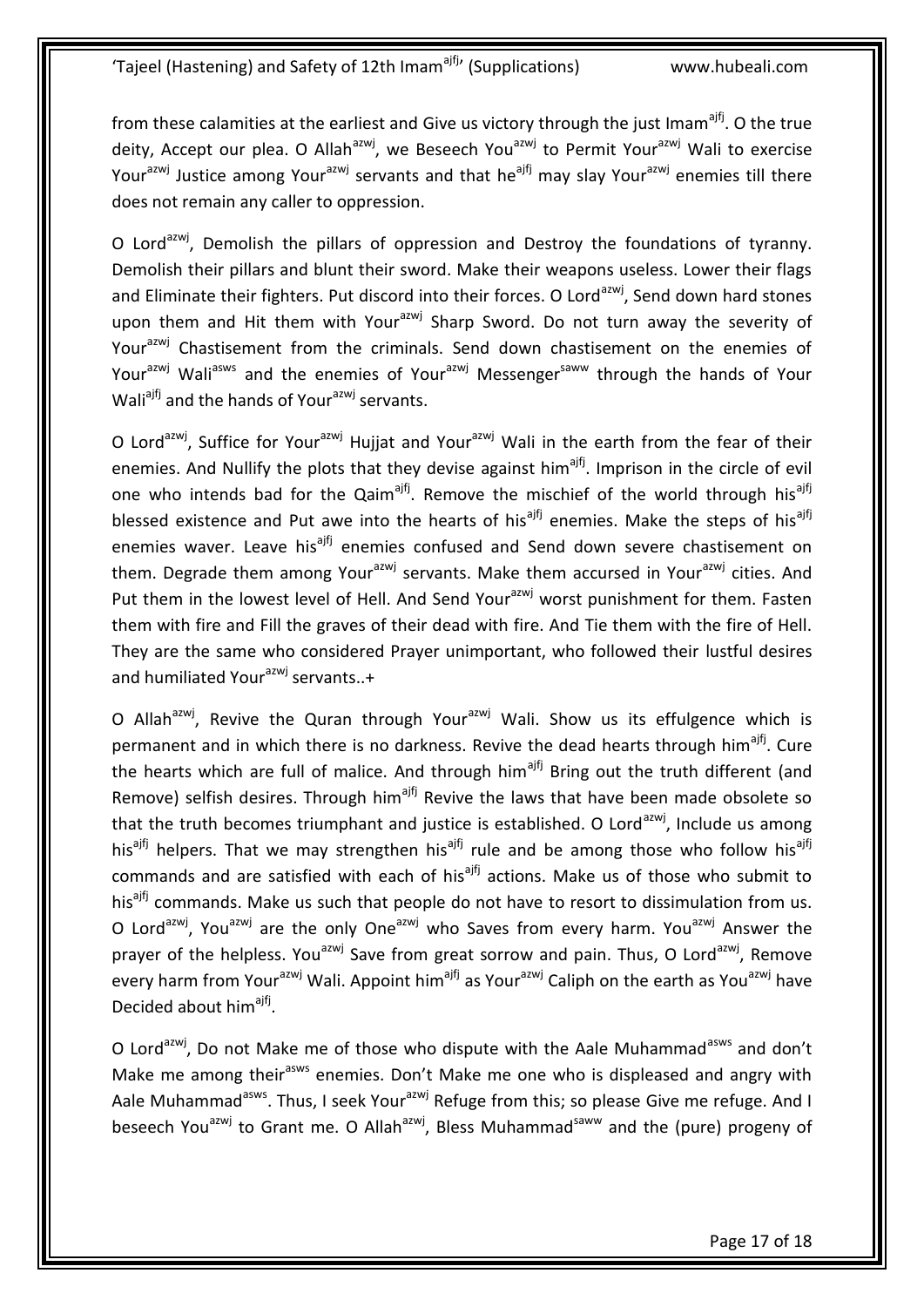from these calamities at the earliest and Give us victory through the just Imam[ajfj]. O the true deity, Accept our plea. O Allah[azwj], we Beseech You[azwj] to Permit Your[azwj] Wali to exercise Your[azwj] Justice among Your[azwj] servants and that he[ajfj] may slay Your[azwj] enemies till there does not remain any caller to oppression.

O Lord[azwj], Demolish the pillars of oppression and Destroy the foundations of tyranny. Demolish their pillars and blunt their sword. Make their weapons useless. Lower their flags and Eliminate their fighters. Put discord into their forces. O Lord[azwj], Send down hard stones upon them and Hit them with Your[azwj] Sharp Sword. Do not turn away the severity of Your[azwj] Chastisement from the criminals. Send down chastisement on the enemies of Your[azwj] Wali[asws] and the enemies of Your[azwj] Messenger[saww] through the hands of Your Wali[ajfj] and the hands of Your[azwj] servants.

O Lord[azwj], Suffice for Your[azwj] Hujjat and Your[azwj] Wali in the earth from the fear of their enemies. And Nullify the plots that they devise against him[ajfj]. Imprison in the circle of evil one who intends bad for the Qaim[ajfj]. Remove the mischief of the world through his[ajfj] blessed existence and Put awe into the hearts of his[ajfj] enemies. Make the steps of his[ajfj] enemies waver. Leave his[ajfj] enemies confused and Send down severe chastisement on them. Degrade them among Your[azwj] servants. Make them accursed in Your[azwj] cities. And Put them in the lowest level of Hell. And Send Your[azwj] worst punishment for them. Fasten them with fire and Fill the graves of their dead with fire. And Tie them with the fire of Hell. They are the same who considered Prayer unimportant, who followed their lustful desires and humiliated Your[azwj] servants..+

O Allah[azwj], Revive the Quran through Your[azwj] Wali. Show us its effulgence which is permanent and in which there is no darkness. Revive the dead hearts through him[ajfj]. Cure the hearts which are full of malice. And through him[ajfj] Bring out the truth different (and Remove) selfish desires. Through him[ajfj] Revive the laws that have been made obsolete so that the truth becomes triumphant and justice is established. O Lord[azwj], Include us among his[ajfj] helpers. That we may strengthen his[ajfj] rule and be among those who follow his[ajfj] commands and are satisfied with each of his[ajfj] actions. Make us of those who submit to his[ajfj] commands. Make us such that people do not have to resort to dissimulation from us. O Lord[azwj], You[azwj] are the only One[azwj] who Saves from every harm. You[azwj] Answer the prayer of the helpless. You[azwj] Save from great sorrow and pain. Thus, O Lord[azwj], Remove every harm from Your[azwj] Wali. Appoint him[ajfj] as Your[azwj] Caliph on the earth as You[azwj] have Decided about him[ajfj].

O Lord[azwj], Do not Make me of those who dispute with the Aale Muhammad[asws] and don't Make me among their[asws] enemies. Don't Make me one who is displeased and angry with Aale Muhammad[asws]. Thus, I seek Your[azwj] Refuge from this; so please Give me refuge. And I beseech You[azwj] to Grant me. O Allah[azwj], Bless Muhammad[saww] and the (pure) progeny of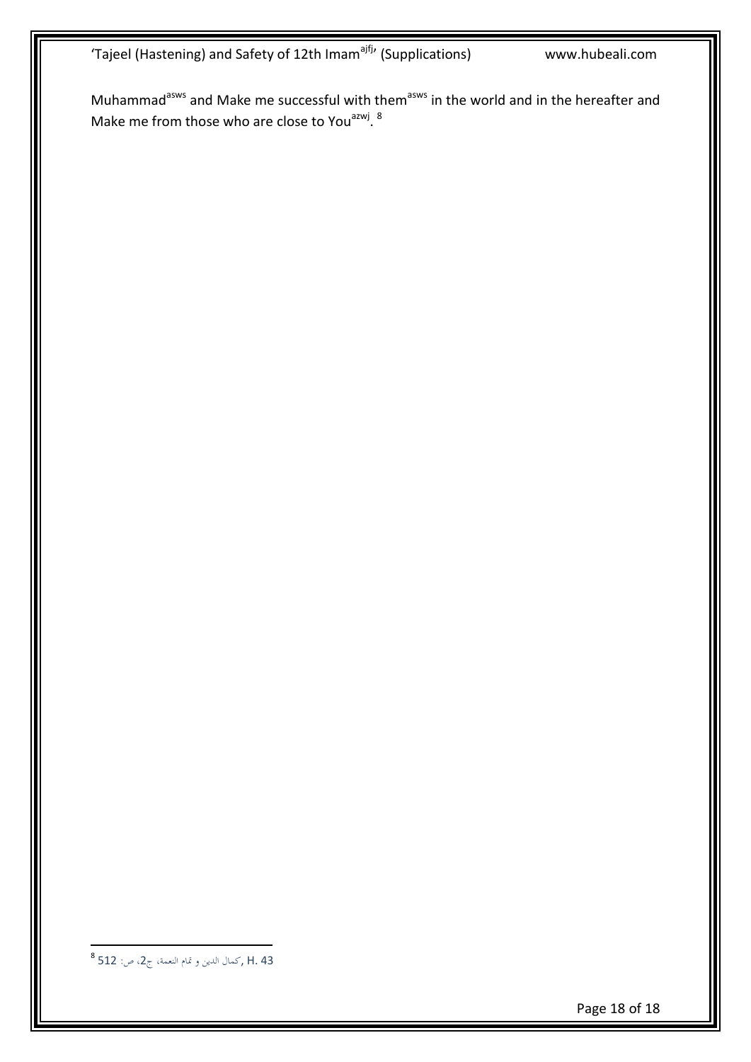Muhammad[asws] and Make me successful with them[asws] in the world and in the hereafter and Make me from those who are close to You[azwj]. [8]

---

[8] كمال الدين و تمام النعمة، ج2، ص: 512, H. 43